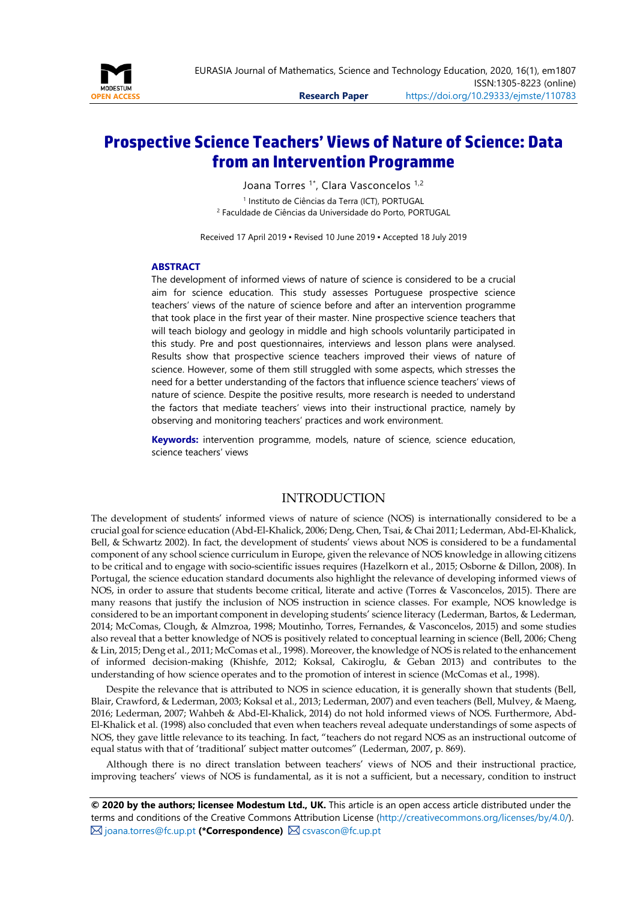**Research Paper**

# Prospective Science Teachers' Views of Nature of Science: Data from an Intervention Programme

Joana Torres [1*], Clara Vasconcelos [1,2]

[1] Instituto de Ciências da Terra (ICT), PORTUGAL

[2] Faculdade de Ciências da Universidade do Porto, PORTUGAL

Received 17 April 2019 ▪ Revised 10 June 2019 ▪ Accepted 18 July 2019

### ABSTRACT

The development of informed views of nature of science is considered to be a crucial aim for science education. This study assesses Portuguese prospective science teachers' views of the nature of science before and after an intervention programme that took place in the first year of their master. Nine prospective science teachers that will teach biology and geology in middle and high schools voluntarily participated in this study. Pre and post questionnaires, interviews and lesson plans were analysed. Results show that prospective science teachers improved their views of nature of science. However, some of them still struggled with some aspects, which stresses the need for a better understanding of the factors that influence science teachers' views of nature of science. Despite the positive results, more research is needed to understand the factors that mediate teachers' views into their instructional practice, namely by observing and monitoring teachers' practices and work environment.

**Keywords:** intervention programme, models, nature of science, science education, science teachers' views

## INTRODUCTION

The development of students' informed views of nature of science (NOS) is internationally considered to be a crucial goal for science education (Abd-El-Khalick, 2006; Deng, Chen, Tsai, & Chai 2011; Lederman, Abd-El-Khalick, Bell, & Schwartz 2002). In fact, the development of students' views about NOS is considered to be a fundamental component of any school science curriculum in Europe, given the relevance of NOS knowledge in allowing citizens to be critical and to engage with socio-scientific issues requires (Hazelkorn et al., 2015; Osborne & Dillon, 2008). In Portugal, the science education standard documents also highlight the relevance of developing informed views of NOS, in order to assure that students become critical, literate and active (Torres & Vasconcelos, 2015). There are many reasons that justify the inclusion of NOS instruction in science classes. For example, NOS knowledge is considered to be an important component in developing students' science literacy (Lederman, Bartos, & Lederman, 2014; McComas, Clough, & Almzroa, 1998; Moutinho, Torres, Fernandes, & Vasconcelos, 2015) and some studies also reveal that a better knowledge of NOS is positively related to conceptual learning in science (Bell, 2006; Cheng & Lin, 2015; Deng et al., 2011; McComas et al., 1998). Moreover, the knowledge of NOS is related to the enhancement of informed decision-making (Khishfe, 2012; Koksal, Cakiroglu, & Geban 2013) and contributes to the understanding of how science operates and to the promotion of interest in science (McComas et al., 1998).

Despite the relevance that is attributed to NOS in science education, it is generally shown that students (Bell, Blair, Crawford, & Lederman, 2003; Koksal et al., 2013; Lederman, 2007) and even teachers (Bell, Mulvey, & Maeng, 2016; Lederman, 2007; Wahbeh & Abd-El-Khalick, 2014) do not hold informed views of NOS. Furthermore, Abd-El-Khalick et al. (1998) also concluded that even when teachers reveal adequate understandings of some aspects of NOS, they gave little relevance to its teaching. In fact, "teachers do not regard NOS as an instructional outcome of equal status with that of 'traditional' subject matter outcomes" (Lederman, 2007, p. 869).

Although there is no direct translation between teachers' views of NOS and their instructional practice, improving teachers' views of NOS is fundamental, as it is not a sufficient, but a necessary, condition to instruct

**© 2020 by the authors; licensee Modestum Ltd., UK.** This article is an open access article distributed under the terms and conditions of the Creative Commons Attribution License (http://creativecommons.org/licenses/by/4.0/).
joana.torres@fc.up.pt **(*Correspondence)** csvascon@fc.up.pt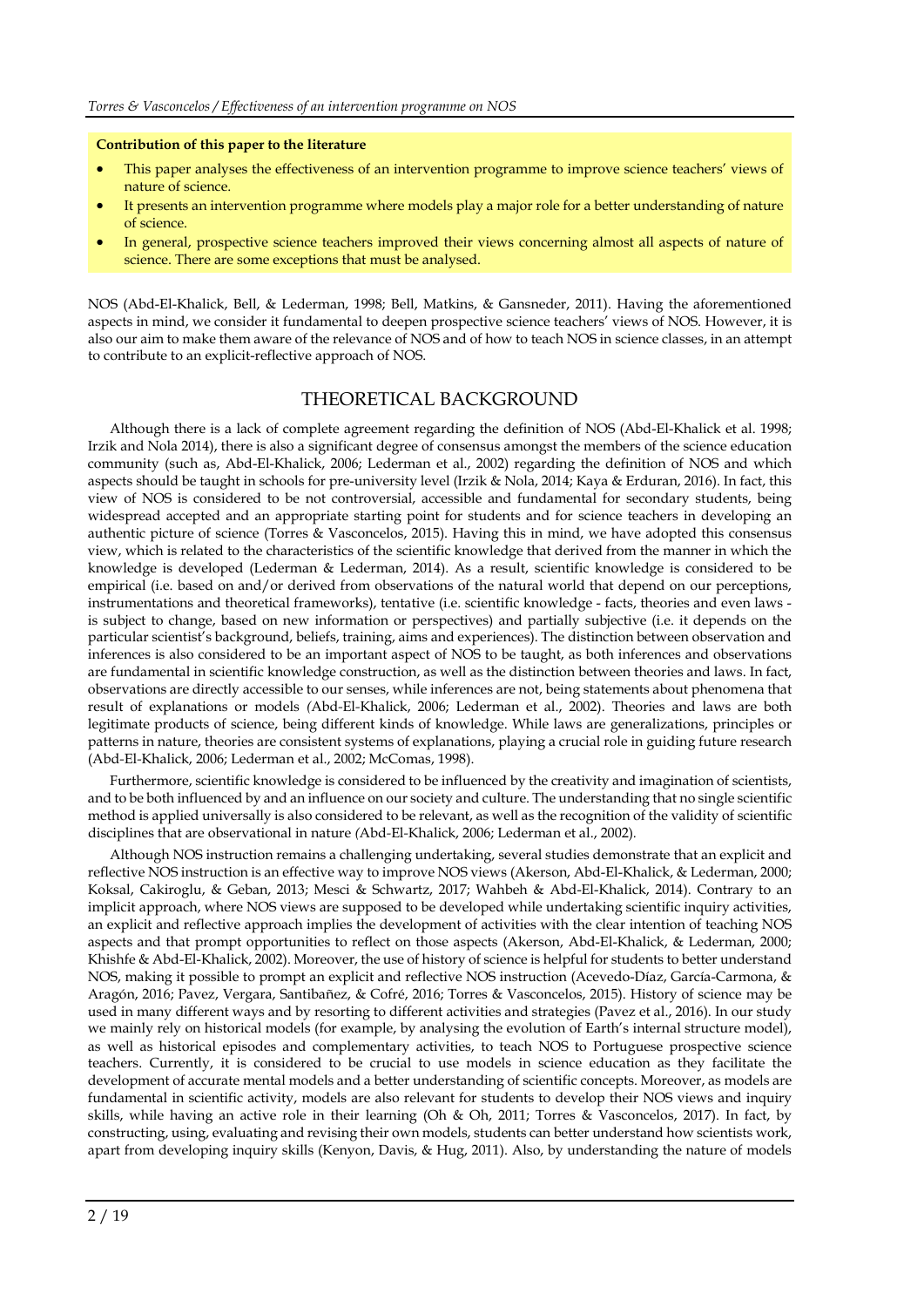**Contribution of this paper to the literature**

- This paper analyses the effectiveness of an intervention programme to improve science teachers' views of nature of science.
- It presents an intervention programme where models play a major role for a better understanding of nature of science.
- In general, prospective science teachers improved their views concerning almost all aspects of nature of science. There are some exceptions that must be analysed.

NOS (Abd-El-Khalick, Bell, & Lederman, 1998; Bell, Matkins, & Gansneder, 2011). Having the aforementioned aspects in mind, we consider it fundamental to deepen prospective science teachers' views of NOS. However, it is also our aim to make them aware of the relevance of NOS and of how to teach NOS in science classes, in an attempt to contribute to an explicit-reflective approach of NOS.

## THEORETICAL BACKGROUND

Although there is a lack of complete agreement regarding the definition of NOS (Abd-El-Khalick et al. 1998; Irzik and Nola 2014), there is also a significant degree of consensus amongst the members of the science education community (such as, Abd-El-Khalick, 2006; Lederman et al., 2002) regarding the definition of NOS and which aspects should be taught in schools for pre-university level (Irzik & Nola, 2014; Kaya & Erduran, 2016). In fact, this view of NOS is considered to be not controversial, accessible and fundamental for secondary students, being widespread accepted and an appropriate starting point for students and for science teachers in developing an authentic picture of science (Torres & Vasconcelos, 2015). Having this in mind, we have adopted this consensus view, which is related to the characteristics of the scientific knowledge that derived from the manner in which the knowledge is developed (Lederman & Lederman, 2014). As a result, scientific knowledge is considered to be empirical (i.e. based on and/or derived from observations of the natural world that depend on our perceptions, instrumentations and theoretical frameworks), tentative (i.e. scientific knowledge - facts, theories and even laws - is subject to change, based on new information or perspectives) and partially subjective (i.e. it depends on the particular scientist's background, beliefs, training, aims and experiences). The distinction between observation and inferences is also considered to be an important aspect of NOS to be taught, as both inferences and observations are fundamental in scientific knowledge construction, as well as the distinction between theories and laws. In fact, observations are directly accessible to our senses, while inferences are not, being statements about phenomena that result of explanations or models (Abd-El-Khalick, 2006; Lederman et al., 2002). Theories and laws are both legitimate products of science, being different kinds of knowledge. While laws are generalizations, principles or patterns in nature, theories are consistent systems of explanations, playing a crucial role in guiding future research (Abd-El-Khalick, 2006; Lederman et al., 2002; McComas, 1998).

Furthermore, scientific knowledge is considered to be influenced by the creativity and imagination of scientists, and to be both influenced by and an influence on our society and culture. The understanding that no single scientific method is applied universally is also considered to be relevant, as well as the recognition of the validity of scientific disciplines that are observational in nature (Abd-El-Khalick, 2006; Lederman et al., 2002).

Although NOS instruction remains a challenging undertaking, several studies demonstrate that an explicit and reflective NOS instruction is an effective way to improve NOS views (Akerson, Abd-El-Khalick, & Lederman, 2000; Koksal, Cakiroglu, & Geban, 2013; Mesci & Schwartz, 2017; Wahbeh & Abd-El-Khalick, 2014). Contrary to an implicit approach, where NOS views are supposed to be developed while undertaking scientific inquiry activities, an explicit and reflective approach implies the development of activities with the clear intention of teaching NOS aspects and that prompt opportunities to reflect on those aspects (Akerson, Abd-El-Khalick, & Lederman, 2000; Khishfe & Abd-El-Khalick, 2002). Moreover, the use of history of science is helpful for students to better understand NOS, making it possible to prompt an explicit and reflective NOS instruction (Acevedo-Díaz, García-Carmona, & Aragón, 2016; Pavez, Vergara, Santibañez, & Cofré, 2016; Torres & Vasconcelos, 2015). History of science may be used in many different ways and by resorting to different activities and strategies (Pavez et al., 2016). In our study we mainly rely on historical models (for example, by analysing the evolution of Earth's internal structure model), as well as historical episodes and complementary activities, to teach NOS to Portuguese prospective science teachers. Currently, it is considered to be crucial to use models in science education as they facilitate the development of accurate mental models and a better understanding of scientific concepts. Moreover, as models are fundamental in scientific activity, models are also relevant for students to develop their NOS views and inquiry skills, while having an active role in their learning (Oh & Oh, 2011; Torres & Vasconcelos, 2017). In fact, by constructing, using, evaluating and revising their own models, students can better understand how scientists work, apart from developing inquiry skills (Kenyon, Davis, & Hug, 2011). Also, by understanding the nature of models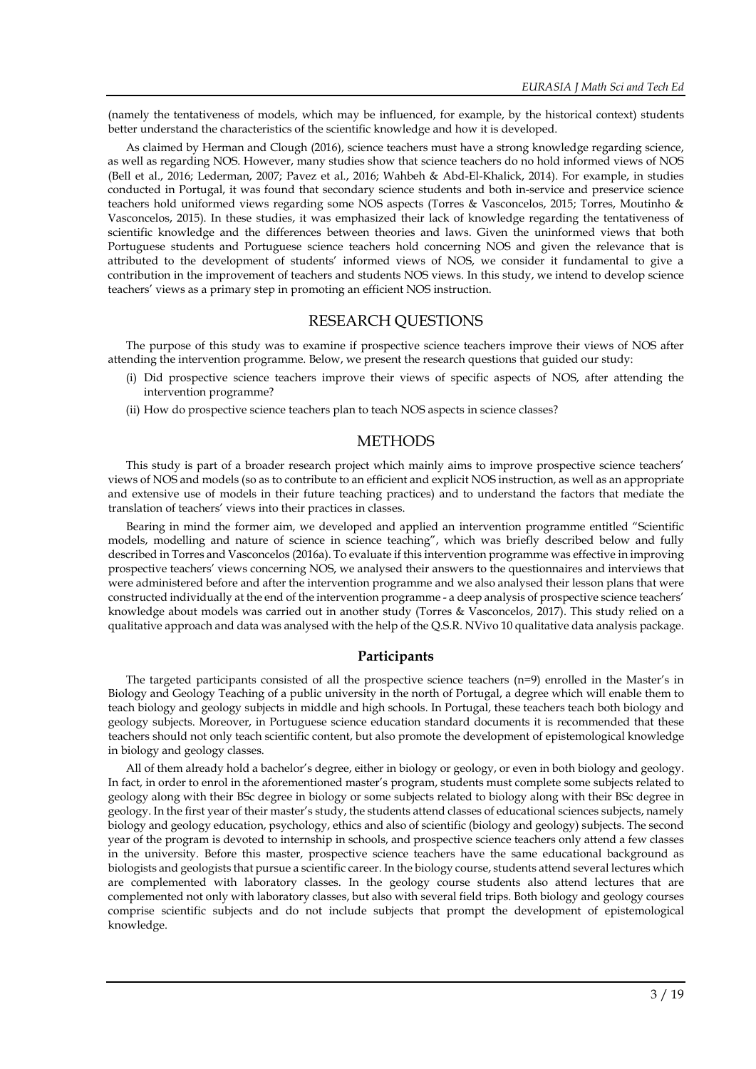(namely the tentativeness of models, which may be influenced, for example, by the historical context) students better understand the characteristics of the scientific knowledge and how it is developed.

As claimed by Herman and Clough (2016), science teachers must have a strong knowledge regarding science, as well as regarding NOS. However, many studies show that science teachers do no hold informed views of NOS (Bell et al., 2016; Lederman, 2007; Pavez et al., 2016; Wahbeh & Abd-El-Khalick, 2014). For example, in studies conducted in Portugal, it was found that secondary science students and both in-service and preservice science teachers hold uniformed views regarding some NOS aspects (Torres & Vasconcelos, 2015; Torres, Moutinho & Vasconcelos, 2015). In these studies, it was emphasized their lack of knowledge regarding the tentativeness of scientific knowledge and the differences between theories and laws. Given the uninformed views that both Portuguese students and Portuguese science teachers hold concerning NOS and given the relevance that is attributed to the development of students' informed views of NOS, we consider it fundamental to give a contribution in the improvement of teachers and students NOS views. In this study, we intend to develop science teachers' views as a primary step in promoting an efficient NOS instruction.

## RESEARCH QUESTIONS

The purpose of this study was to examine if prospective science teachers improve their views of NOS after attending the intervention programme. Below, we present the research questions that guided our study:

(i) Did prospective science teachers improve their views of specific aspects of NOS, after attending the intervention programme?

(ii) How do prospective science teachers plan to teach NOS aspects in science classes?

## METHODS

This study is part of a broader research project which mainly aims to improve prospective science teachers' views of NOS and models (so as to contribute to an efficient and explicit NOS instruction, as well as an appropriate and extensive use of models in their future teaching practices) and to understand the factors that mediate the translation of teachers' views into their practices in classes.

Bearing in mind the former aim, we developed and applied an intervention programme entitled "Scientific models, modelling and nature of science in science teaching", which was briefly described below and fully described in Torres and Vasconcelos (2016a). To evaluate if this intervention programme was effective in improving prospective teachers' views concerning NOS, we analysed their answers to the questionnaires and interviews that were administered before and after the intervention programme and we also analysed their lesson plans that were constructed individually at the end of the intervention programme - a deep analysis of prospective science teachers' knowledge about models was carried out in another study (Torres & Vasconcelos, 2017). This study relied on a qualitative approach and data was analysed with the help of the Q.S.R. NVivo 10 qualitative data analysis package.

### Participants

The targeted participants consisted of all the prospective science teachers (n=9) enrolled in the Master's in Biology and Geology Teaching of a public university in the north of Portugal, a degree which will enable them to teach biology and geology subjects in middle and high schools. In Portugal, these teachers teach both biology and geology subjects. Moreover, in Portuguese science education standard documents it is recommended that these teachers should not only teach scientific content, but also promote the development of epistemological knowledge in biology and geology classes.

All of them already hold a bachelor's degree, either in biology or geology, or even in both biology and geology. In fact, in order to enrol in the aforementioned master's program, students must complete some subjects related to geology along with their BSc degree in biology or some subjects related to biology along with their BSc degree in geology. In the first year of their master's study, the students attend classes of educational sciences subjects, namely biology and geology education, psychology, ethics and also of scientific (biology and geology) subjects. The second year of the program is devoted to internship in schools, and prospective science teachers only attend a few classes in the university. Before this master, prospective science teachers have the same educational background as biologists and geologists that pursue a scientific career. In the biology course, students attend several lectures which are complemented with laboratory classes. In the geology course students also attend lectures that are complemented not only with laboratory classes, but also with several field trips. Both biology and geology courses comprise scientific subjects and do not include subjects that prompt the development of epistemological knowledge.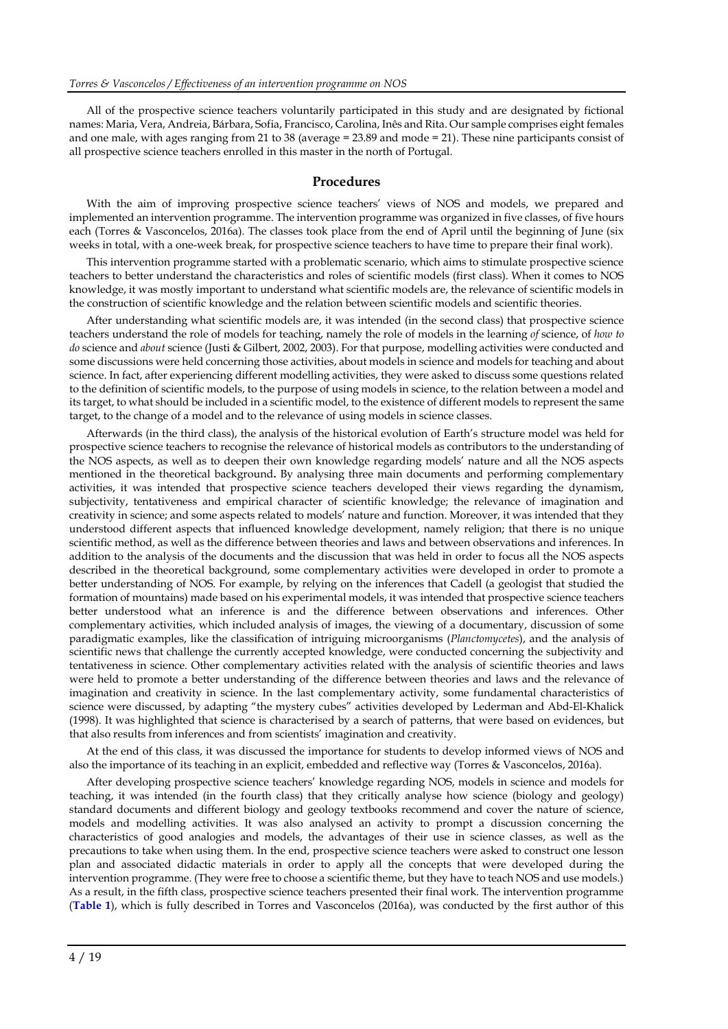All of the prospective science teachers voluntarily participated in this study and are designated by fictional names: Maria, Vera, Andreia, Bárbara, Sofia, Francisco, Carolina, Inês and Rita. Our sample comprises eight females and one male, with ages ranging from 21 to 38 (average = 23.89 and mode = 21). These nine participants consist of all prospective science teachers enrolled in this master in the north of Portugal.

## Procedures

With the aim of improving prospective science teachers' views of NOS and models, we prepared and implemented an intervention programme. The intervention programme was organized in five classes, of five hours each (Torres & Vasconcelos, 2016a). The classes took place from the end of April until the beginning of June (six weeks in total, with a one-week break, for prospective science teachers to have time to prepare their final work).

This intervention programme started with a problematic scenario, which aims to stimulate prospective science teachers to better understand the characteristics and roles of scientific models (first class). When it comes to NOS knowledge, it was mostly important to understand what scientific models are, the relevance of scientific models in the construction of scientific knowledge and the relation between scientific models and scientific theories.

After understanding what scientific models are, it was intended (in the second class) that prospective science teachers understand the role of models for teaching, namely the role of models in the learning *of* science, of *how to do* science and *about* science (Justi & Gilbert, 2002, 2003). For that purpose, modelling activities were conducted and some discussions were held concerning those activities, about models in science and models for teaching and about science. In fact, after experiencing different modelling activities, they were asked to discuss some questions related to the definition of scientific models, to the purpose of using models in science, to the relation between a model and its target, to what should be included in a scientific model, to the existence of different models to represent the same target, to the change of a model and to the relevance of using models in science classes.

Afterwards (in the third class), the analysis of the historical evolution of Earth's structure model was held for prospective science teachers to recognise the relevance of historical models as contributors to the understanding of the NOS aspects, as well as to deepen their own knowledge regarding models' nature and all the NOS aspects mentioned in the theoretical background**.** By analysing three main documents and performing complementary activities, it was intended that prospective science teachers developed their views regarding the dynamism, subjectivity, tentativeness and empirical character of scientific knowledge; the relevance of imagination and creativity in science; and some aspects related to models' nature and function. Moreover, it was intended that they understood different aspects that influenced knowledge development, namely religion; that there is no unique scientific method, as well as the difference between theories and laws and between observations and inferences. In addition to the analysis of the documents and the discussion that was held in order to focus all the NOS aspects described in the theoretical background, some complementary activities were developed in order to promote a better understanding of NOS. For example, by relying on the inferences that Cadell (a geologist that studied the formation of mountains) made based on his experimental models, it was intended that prospective science teachers better understood what an inference is and the difference between observations and inferences. Other complementary activities, which included analysis of images, the viewing of a documentary, discussion of some paradigmatic examples, like the classification of intriguing microorganisms (*Planctomycetes*), and the analysis of scientific news that challenge the currently accepted knowledge, were conducted concerning the subjectivity and tentativeness in science. Other complementary activities related with the analysis of scientific theories and laws were held to promote a better understanding of the difference between theories and laws and the relevance of imagination and creativity in science. In the last complementary activity, some fundamental characteristics of science were discussed, by adapting "the mystery cubes" activities developed by Lederman and Abd-El-Khalick (1998). It was highlighted that science is characterised by a search of patterns, that were based on evidences, but that also results from inferences and from scientists' imagination and creativity.

At the end of this class, it was discussed the importance for students to develop informed views of NOS and also the importance of its teaching in an explicit, embedded and reflective way (Torres & Vasconcelos, 2016a).

After developing prospective science teachers' knowledge regarding NOS, models in science and models for teaching, it was intended (in the fourth class) that they critically analyse how science (biology and geology) standard documents and different biology and geology textbooks recommend and cover the nature of science, models and modelling activities. It was also analysed an activity to prompt a discussion concerning the characteristics of good analogies and models, the advantages of their use in science classes, as well as the precautions to take when using them. In the end, prospective science teachers were asked to construct one lesson plan and associated didactic materials in order to apply all the concepts that were developed during the intervention programme. (They were free to choose a scientific theme, but they have to teach NOS and use models.) As a result, in the fifth class, prospective science teachers presented their final work. The intervention programme (**Table 1**), which is fully described in Torres and Vasconcelos (2016a), was conducted by the first author of this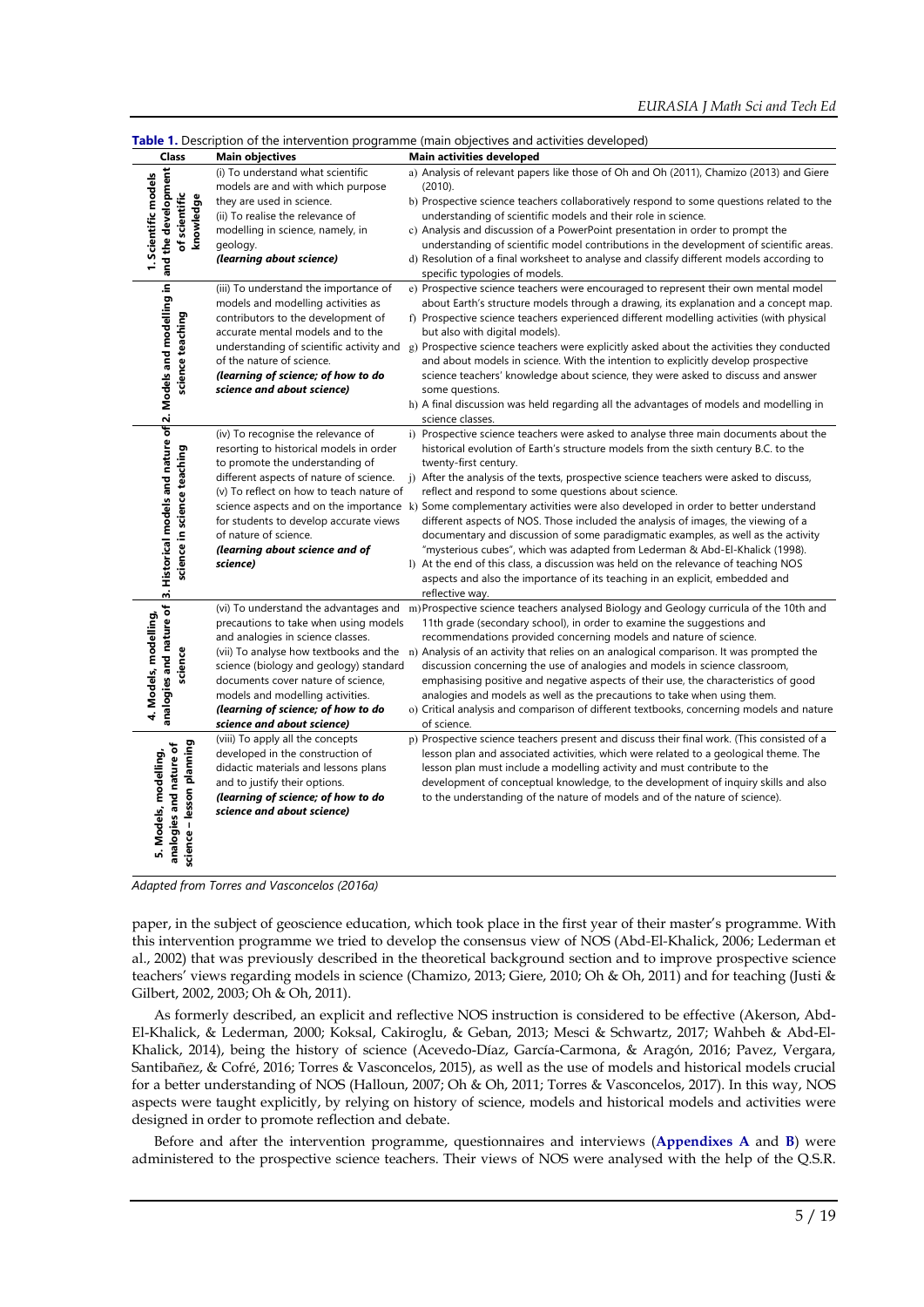**Table 1.** Description of the intervention programme (main objectives and activities developed)

| Class | Main objectives | Main activities developed |
|---|---|---|
| 1. Scientific models and the development of scientific knowledge | (i) To understand what scientific models are and with which purpose they are used in science. (ii) To realise the relevance of modelling in science, namely, in geology. ***(learning about science)*** | a) Analysis of relevant papers like those of Oh and Oh (2011), Chamizo (2013) and Giere (2010). b) Prospective science teachers collaboratively respond to some questions related to the understanding of scientific models and their role in science. c) Analysis and discussion of a PowerPoint presentation in order to prompt the understanding of scientific model contributions in the development of scientific areas. d) Resolution of a final worksheet to analyse and classify different models according to specific typologies of models. |
| 2. Models and modelling in science teaching | (iii) To understand the importance of models and modelling activities as contributors to the development of accurate mental models and to the understanding of scientific activity and of the nature of science. ***(learning of science; of how to do science and about science)*** | e) Prospective science teachers were encouraged to represent their own mental model about Earth's structure models through a drawing, its explanation and a concept map. f) Prospective science teachers experienced different modelling activities (with physical but also with digital models). g) Prospective science teachers were explicitly asked about the activities they conducted and about models in science. With the intention to explicitly develop prospective science teachers' knowledge about science, they were asked to discuss and answer some questions. h) A final discussion was held regarding all the advantages of models and modelling in science classes. |
| 3. Historical models and nature of science in science teaching | (iv) To recognise the relevance of resorting to historical models in order to promote the understanding of different aspects of nature of science. (v) To reflect on how to teach nature of science aspects and on the importance for students to develop accurate views of nature of science. ***(learning about science and of science)*** | i) Prospective science teachers were asked to analyse three main documents about the historical evolution of Earth's structure models from the sixth century B.C. to the twenty-first century. j) After the analysis of the texts, prospective science teachers were asked to discuss, reflect and respond to some questions about science. k) Some complementary activities were also developed in order to better understand different aspects of NOS. Those included the analysis of images, the viewing of a documentary and discussion of some paradigmatic examples, as well as the activity "mysterious cubes", which was adapted from Lederman & Abd-El-Khalick (1998). l) At the end of this class, a discussion was held on the relevance of teaching NOS aspects and also the importance of its teaching in an explicit, embedded and reflective way. |
| 4. Models, modelling, analogies and nature of science | (vi) To understand the advantages and precautions to take when using models and analogies in science classes. (vii) To analyse how textbooks and the science (biology and geology) standard documents cover nature of science, models and modelling activities. ***(learning of science; of how to do science and about science)*** | m) Prospective science teachers analysed Biology and Geology curricula of the 10th and 11th grade (secondary school), in order to examine the suggestions and recommendations provided concerning models and nature of science. n) Analysis of an activity that relies on an analogical comparison. It was prompted the discussion concerning the use of analogies and models in science classroom, emphasising positive and negative aspects of their use, the characteristics of good analogies and models as well as the precautions to take when using them. o) Critical analysis and comparison of different textbooks, concerning models and nature of science. |
| 5. Models, modelling, analogies and nature of science – lesson planning | (viii) To apply all the concepts developed in the construction of didactic materials and lessons plans and to justify their options. ***(learning of science; of how to do science and about science)*** | p) Prospective science teachers present and discuss their final work. (This consisted of a lesson plan and associated activities, which were related to a geological theme. The lesson plan must include a modelling activity and must contribute to the development of conceptual knowledge, to the development of inquiry skills and also to the understanding of the nature of models and of the nature of science). |

*Adapted from Torres and Vasconcelos (2016a)*

paper, in the subject of geoscience education, which took place in the first year of their master's programme. With this intervention programme we tried to develop the consensus view of NOS (Abd-El-Khalick, 2006; Lederman et al., 2002) that was previously described in the theoretical background section and to improve prospective science teachers' views regarding models in science (Chamizo, 2013; Giere, 2010; Oh & Oh, 2011) and for teaching (Justi & Gilbert, 2002, 2003; Oh & Oh, 2011).

As formerly described, an explicit and reflective NOS instruction is considered to be effective (Akerson, Abd-El-Khalick, & Lederman, 2000; Koksal, Cakiroglu, & Geban, 2013; Mesci & Schwartz, 2017; Wahbeh & Abd-El-Khalick, 2014), being the history of science (Acevedo-Díaz, García-Carmona, & Aragón, 2016; Pavez, Vergara, Santibañez, & Cofré, 2016; Torres & Vasconcelos, 2015), as well as the use of models and historical models crucial for a better understanding of NOS (Halloun, 2007; Oh & Oh, 2011; Torres & Vasconcelos, 2017). In this way, NOS aspects were taught explicitly, by relying on history of science, models and historical models and activities were designed in order to promote reflection and debate.

Before and after the intervention programme, questionnaires and interviews (**Appendixes A** and **B**) were administered to the prospective science teachers. Their views of NOS were analysed with the help of the Q.S.R.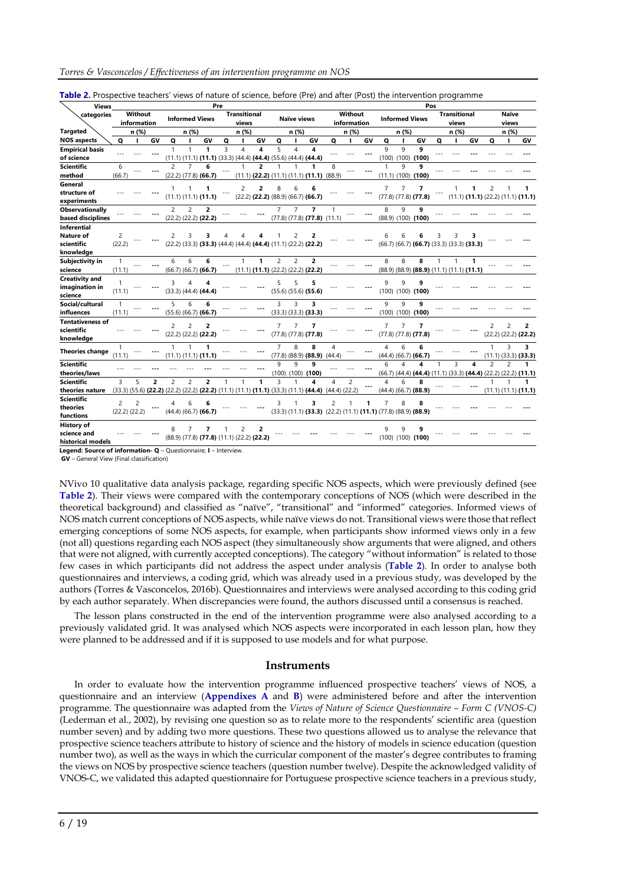**Table 2.** Prospective teachers' views of nature of science, before (Pre) and after (Post) the intervention programme

| Views | Pre | | | | | | | | | | | | Pos | | | | | | | | | | | |
|---|---|---|---|---|---|---|---|---|---|---|---|---|---|---|---|---|---|---|---|---|---|---|---|---|
| categories | Without information | | | Informed Views | | | Transitional views | | | Naïve views | | | Without information | | | Informed Views | | | Transitional views | | | Naïve views | | |
| Targeted | n (%) | | | n (%) | | | n (%) | | | n (%) | | | n (%) | | | n (%) | | | n (%) | | | n (%) | | |
| NOS aspects | Q | I | GV | Q | I | GV | Q | I | GV | Q | I | GV | Q | I | GV | Q | I | GV | Q | I | GV | Q | I | GV |
| Empirical basis of science | --- | --- | --- | 1 (11.1) | 1 (11.1) | **1 (11.1)** | 3 (33.3) | 4 (44.4) | **4 (44.4)** | 5 (55.6) | 4 (44.4) | **4 (44.4)** | --- | --- | --- | 9 (100) | 9 (100) | **9 (100)** | --- | --- | --- | --- | --- | --- |
| Scientific method | 6 (66.7) | --- | --- | 2 (22.2) | 7 (77.8) | **6 (66.7)** | --- | 1 (11.1) | **2 (22.2)** | 1 (11.1) | 1 (11.1) | **1 (11.1)** | 8 (88.9) | --- | --- | 1 (11.1) | 9 (100) | **9 (100)** | --- | --- | --- | --- | --- | --- |
| General structure of experiments | --- | --- | --- | 1 (11.1) | 1 (11.1) | **1 (11.1)** | --- | 2 (22.2) | **2 (22.2)** | 8 (88.9) | 6 (66.7) | **6 (66.7)** | --- | --- | --- | 7 (77.8) | 7 (77.8) | **7 (77.8)** | --- | 1 (11.1) | **1 (11.1)** | 2 (22.2) | 1 (11.1) | **1 (11.1)** |
| Observationally based disciplines | --- | --- | --- | 2 (22.2) | 2 (22.2) | **2 (22.2)** | --- | --- | --- | 7 (77.8) | 7 (77.8) | **7 (77.8)** | 1 (11.1) | --- | --- | 8 (88.9) | 9 (100) | **9 (100)** | --- | --- | --- | --- | --- | --- |
| Inferential Nature of scientific knowledge | 2 (22.2) | --- | --- | 2 (22.2) | 3 (33.3) | **3 (33.3)** | 4 (44.4) | 4 (44.4) | **4 (44.4)** | 1 (11.1) | 2 (22.2) | **2 (22.2)** | --- | --- | --- | 6 (66.7) | 6 (66.7) | **6 (66.7)** | 3 (33.3) | 3 (33.3) | **3 (33.3)** | --- | --- | --- |
| Subjectivity in science | 1 (11.1) | --- | --- | 6 (66.7) | 6 (66.7) | **6 (66.7)** | --- | 1 (11.1) | **1 (11.1)** | 2 (22.2) | 2 (22.2) | **2 (22.2)** | --- | --- | --- | 8 (88.9) | 8 (88.9) | **8 (88.9)** | 1 (11.1) | 1 (11.1) | **1 (11.1)** | --- | --- | --- |
| Creativity and imagination in science | 1 (11.1) | --- | --- | 3 (33.3) | 4 (44.4) | **4 (44.4)** | --- | --- | --- | 5 (55.6) | 5 (55.6) | **5 (55.6)** | --- | --- | --- | 9 (100) | 9 (100) | **9 (100)** | --- | --- | --- | --- | --- | --- |
| Social/cultural influences | 1 (11.1) | --- | --- | 5 (55.6) | 6 (66.7) | **6 (66.7)** | --- | --- | --- | 3 (33.3) | 3 (33.3) | **3 (33.3)** | --- | --- | --- | 9 (100) | 9 (100) | **9 (100)** | --- | --- | --- | --- | --- | --- |
| Tentativeness of scientific knowledge | --- | --- | --- | 2 (22.2) | 2 (22.2) | **2 (22.2)** | --- | --- | --- | 7 (77.8) | 7 (77.8) | **7 (77.8)** | --- | --- | --- | 7 (77.8) | 7 (77.8) | **7 (77.8)** | --- | --- | --- | 2 (22.2) | 2 (22.2) | **2 (22.2)** |
| Theories change | 1 (11.1) | --- | --- | 1 (11.1) | 1 (11.1) | **1 (11.1)** | --- | --- | --- | 7 (77.8) | 8 (88.9) | **8 (88.9)** | 4 (44.4) | --- | --- | 4 (44.4) | 6 (66.7) | **6 (66.7)** | --- | --- | --- | 1 (11.1) | 3 (33.3) | **3 (33.3)** |
| Scientific theories/laws | --- | --- | --- | --- | --- | --- | --- | --- | --- | 9 (100) | 9 (100) | **9 (100)** | --- | --- | --- | 6 (66.7) | 4 (44.4) | **4 (44.4)** | 1 (11.1) | 3 (33.3) | **4 (44.4)** | 2 (22.2) | 2 (22.2) | **1 (11.1)** |
| Scientific theories nature | 3 (33.3) | 5 (55.6) | **2 (22.2)** | 2 (22.2) | 2 (22.2) | **2 (22.2)** | 1 (11.1) | 1 (11.1) | **1 (11.1)** | 3 (33.3) | 1 (11.1) | **4 (44.4)** | 4 (44.4) | 2 (22.2) | --- | 4 (44.4) | 6 (66.7) | **8 (88.9)** | --- | --- | --- | 1 (11.1) | 1 (11.1) | **1 (11.1)** |
| Scientific theories functions | 2 (22.2) | 2 (22.2) | --- | 4 (44.4) | 6 (66.7) | **6 (66.7)** | --- | --- | --- | 3 (33.3) | 1 (11.1) | **3 (33.3)** | 2 (22.2) | 1 (11.1) | **1 (11.1)** | 7 (77.8) | 8 (88.9) | **8 (88.9)** | --- | --- | --- | --- | --- | --- |
| History of science and historical models | --- | --- | --- | 8 (88.9) | 7 (77.8) | **7 (77.8)** | 1 (11.1) | 2 (22.2) | **2 (22.2)** | --- | --- | --- | --- | --- | --- | 9 (100) | 9 (100) | **9 (100)** | --- | --- | --- | --- | --- | --- |

**Legend: Source of information- Q** – Questionnaire; **I** – Interview.
**GV** – General View (Final classification)

NVivo 10 qualitative data analysis package, regarding specific NOS aspects, which were previously defined (see **Table 2**). Their views were compared with the contemporary conceptions of NOS (which were described in the theoretical background) and classified as "naïve", "transitional" and "informed" categories. Informed views of NOS match current conceptions of NOS aspects, while naïve views do not. Transitional views were those that reflect emerging conceptions of some NOS aspects, for example, when participants show informed views only in a few (not all) questions regarding each NOS aspect (they simultaneously show arguments that were aligned, and others that were not aligned, with currently accepted conceptions). The category "without information" is related to those few cases in which participants did not address the aspect under analysis (**Table 2**). In order to analyse both questionnaires and interviews, a coding grid, which was already used in a previous study, was developed by the authors (Torres & Vasconcelos, 2016b). Questionnaires and interviews were analysed according to this coding grid by each author separately. When discrepancies were found, the authors discussed until a consensus is reached.

The lesson plans constructed in the end of the intervention programme were also analysed according to a previously validated grid. It was analysed which NOS aspects were incorporated in each lesson plan, how they were planned to be addressed and if it is supposed to use models and for what purpose.

## Instruments

In order to evaluate how the intervention programme influenced prospective teachers' views of NOS, a questionnaire and an interview (**Appendixes A** and **B**) were administered before and after the intervention programme. The questionnaire was adapted from the *Views of Nature of Science Questionnaire – Form C (VNOS-C)* (Lederman et al., 2002), by revising one question so as to relate more to the respondents' scientific area (question number seven) and by adding two more questions. These two questions allowed us to analyse the relevance that prospective science teachers attribute to history of science and the history of models in science education (question number two), as well as the ways in which the curricular component of the master's degree contributes to framing the views on NOS by prospective science teachers (question number twelve). Despite the acknowledged validity of VNOS-C, we validated this adapted questionnaire for Portuguese prospective science teachers in a previous study,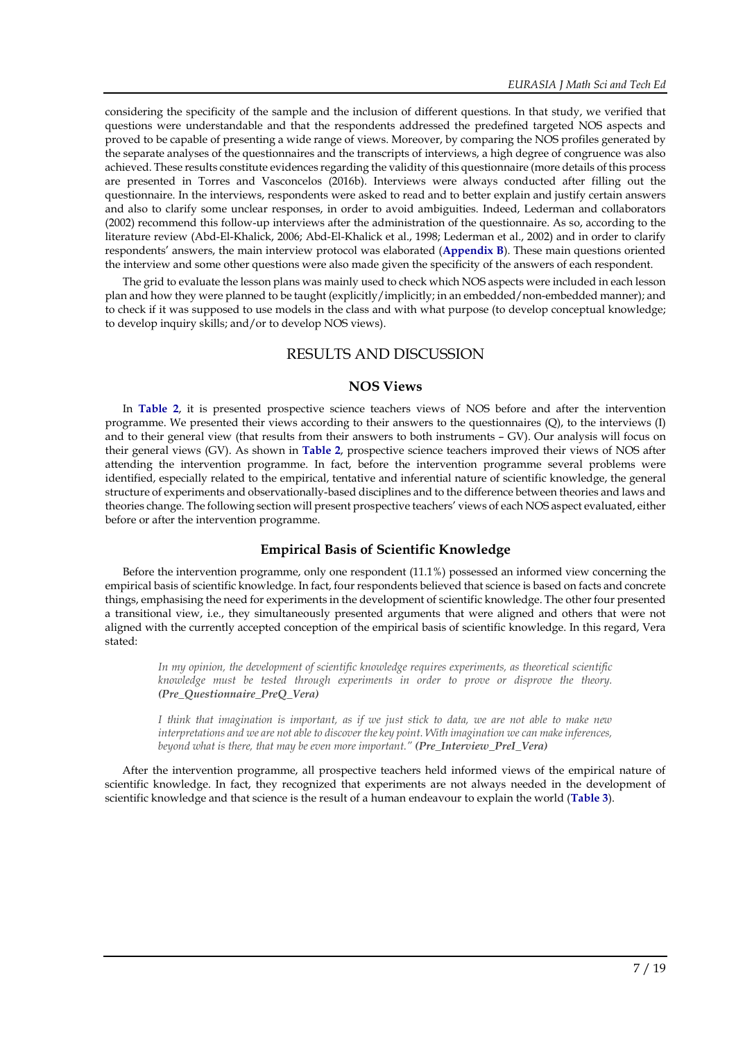considering the specificity of the sample and the inclusion of different questions. In that study, we verified that questions were understandable and that the respondents addressed the predefined targeted NOS aspects and proved to be capable of presenting a wide range of views. Moreover, by comparing the NOS profiles generated by the separate analyses of the questionnaires and the transcripts of interviews, a high degree of congruence was also achieved. These results constitute evidences regarding the validity of this questionnaire (more details of this process are presented in Torres and Vasconcelos (2016b). Interviews were always conducted after filling out the questionnaire. In the interviews, respondents were asked to read and to better explain and justify certain answers and also to clarify some unclear responses, in order to avoid ambiguities. Indeed, Lederman and collaborators (2002) recommend this follow-up interviews after the administration of the questionnaire. As so, according to the literature review (Abd-El-Khalick, 2006; Abd-El-Khalick et al., 1998; Lederman et al., 2002) and in order to clarify respondents' answers, the main interview protocol was elaborated (**Appendix B**). These main questions oriented the interview and some other questions were also made given the specificity of the answers of each respondent.

The grid to evaluate the lesson plans was mainly used to check which NOS aspects were included in each lesson plan and how they were planned to be taught (explicitly/implicitly; in an embedded/non-embedded manner); and to check if it was supposed to use models in the class and with what purpose (to develop conceptual knowledge; to develop inquiry skills; and/or to develop NOS views).

# RESULTS AND DISCUSSION

## NOS Views

In **Table 2**, it is presented prospective science teachers views of NOS before and after the intervention programme. We presented their views according to their answers to the questionnaires (Q), to the interviews (I) and to their general view (that results from their answers to both instruments – GV). Our analysis will focus on their general views (GV). As shown in **Table 2**, prospective science teachers improved their views of NOS after attending the intervention programme. In fact, before the intervention programme several problems were identified, especially related to the empirical, tentative and inferential nature of scientific knowledge, the general structure of experiments and observationally-based disciplines and to the difference between theories and laws and theories change. The following section will present prospective teachers' views of each NOS aspect evaluated, either before or after the intervention programme.

## Empirical Basis of Scientific Knowledge

Before the intervention programme, only one respondent (11.1%) possessed an informed view concerning the empirical basis of scientific knowledge. In fact, four respondents believed that science is based on facts and concrete things, emphasising the need for experiments in the development of scientific knowledge. The other four presented a transitional view, i.e., they simultaneously presented arguments that were aligned and others that were not aligned with the currently accepted conception of the empirical basis of scientific knowledge. In this regard, Vera stated:

> *In my opinion, the development of scientific knowledge requires experiments, as theoretical scientific knowledge must be tested through experiments in order to prove or disprove the theory.* ***(Pre_Questionnaire_PreQ_Vera)***

> *I think that imagination is important, as if we just stick to data, we are not able to make new interpretations and we are not able to discover the key point. With imagination we can make inferences, beyond what is there, that may be even more important."* ***(Pre_Interview_PreI_Vera)***

After the intervention programme, all prospective teachers held informed views of the empirical nature of scientific knowledge. In fact, they recognized that experiments are not always needed in the development of scientific knowledge and that science is the result of a human endeavour to explain the world (**Table 3**).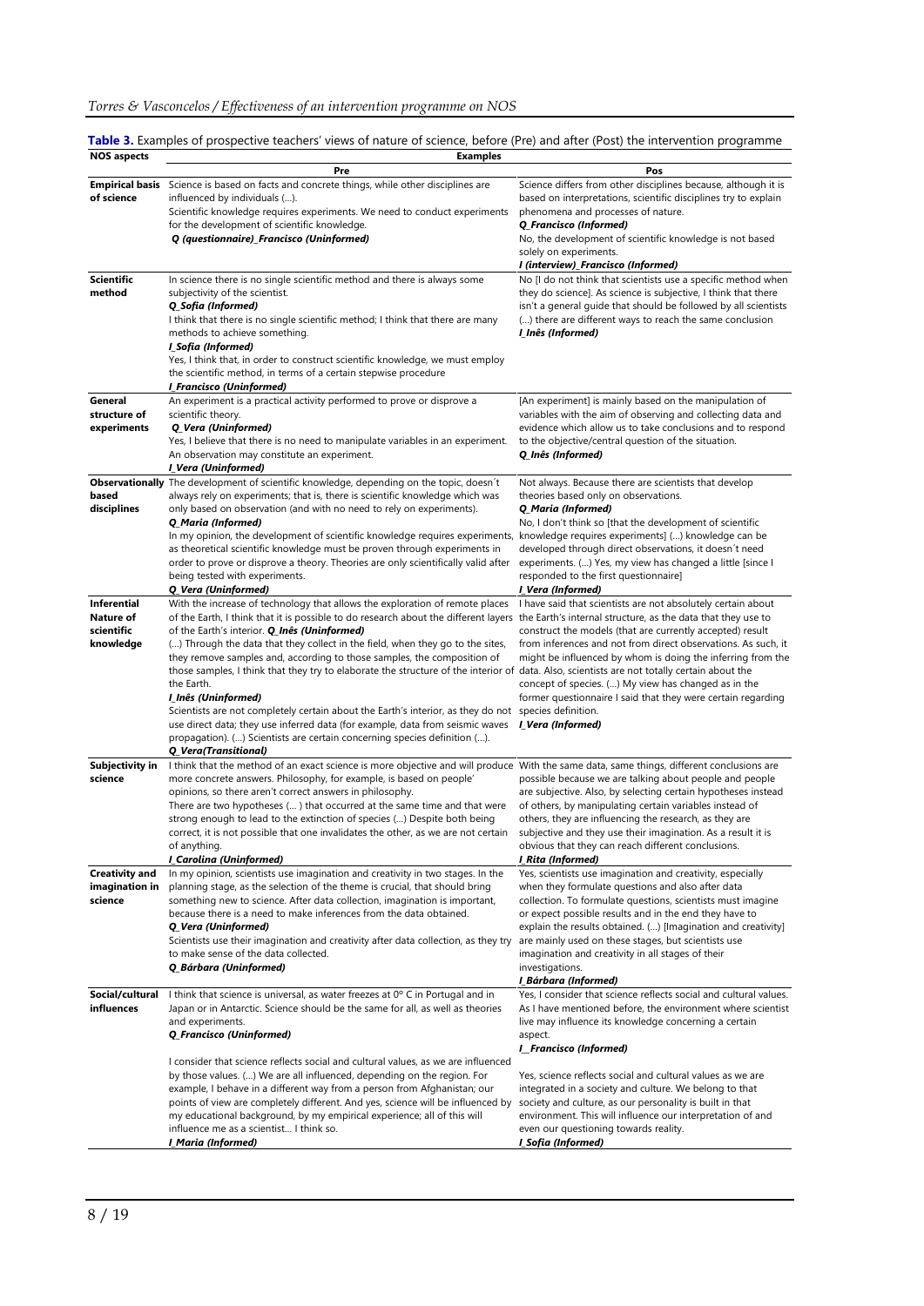**Table 3.** Examples of prospective teachers' views of nature of science, before (Pre) and after (Post) the intervention programme

| NOS aspects | Examples | |
|---|---|---|
| | **Pre** | **Pos** |
| **Empirical basis of science** | Science is based on facts and concrete things, while other disciplines are influenced by individuals (...). Scientific knowledge requires experiments. We need to conduct experiments for the development of scientific knowledge. ***Q (questionnaire)_Francisco (Uninformed)*** | Science differs from other disciplines because, although it is based on interpretations, scientific disciplines try to explain phenomena and processes of nature. ***Q_Francisco (Informed)*** No, the development of scientific knowledge is not based solely on experiments. ***I (interview)_Francisco (Informed)*** |
| **Scientific method** | In science there is no single scientific method and there is always some subjectivity of the scientist. ***Q_Sofia (Informed)*** I think that there is no single scientific method; I think that there are many methods to achieve something. ***I_Sofia (Informed)*** Yes, I think that, in order to construct scientific knowledge, we must employ the scientific method, in terms of a certain stepwise procedure ***I_Francisco (Uninformed)*** | No [I do not think that scientists use a specific method when they do science]. As science is subjective, I think that there isn't a general guide that should be followed by all scientists (...) there are different ways to reach the same conclusion ***I_Inês (Informed)*** |
| **General structure of experiments** | An experiment is a practical activity performed to prove or disprove a scientific theory. ***Q_Vera (Uninformed)*** Yes, I believe that there is no need to manipulate variables in an experiment. An observation may constitute an experiment. ***I_Vera (Uninformed)*** | [An experiment] is mainly based on the manipulation of variables with the aim of observing and collecting data and evidence which allow us to take conclusions and to respond to the objective/central question of the situation. ***Q_Inês (Informed)*** |
| **Observationally based disciplines** | The development of scientific knowledge, depending on the topic, doesn´t always rely on experiments; that is, there is scientific knowledge which was only based on observation (and with no need to rely on experiments). ***Q_Maria (Informed)*** In my opinion, the development of scientific knowledge requires experiments, as theoretical scientific knowledge must be proven through experiments in order to prove or disprove a theory. Theories are only scientifically valid after being tested with experiments. ***Q_Vera (Uninformed)*** | Not always. Because there are scientists that develop theories based only on observations. ***Q_Maria (Informed)*** No, I don't think so [that the development of scientific knowledge requires experiments] (...) knowledge can be developed through direct observations, it doesn´t need experiments. (...) Yes, my view has changed a little [since I responded to the first questionnaire] ***I_Vera (Informed)*** |
| **Inferential Nature of scientific knowledge** | With the increase of technology that allows the exploration of remote places of the Earth, I think that it is possible to do research about the different layers of the Earth's interior. ***Q_Inês (Uninformed)*** (...) Through the data that they collect in the field, when they go to the sites, they remove samples and, according to those samples, the composition of those samples, I think that they try to elaborate the structure of the interior of the Earth. ***I_Inês (Uninformed)*** Scientists are not completely certain about the Earth's interior, as they do not use direct data; they use inferred data (for example, data from seismic waves propagation). (...) Scientists are certain concerning species definition (...). ***Q_Vera(Transitional)*** | I have said that scientists are not absolutely certain about the Earth's internal structure, as the data that they use to construct the models (that are currently accepted) result from inferences and not from direct observations. As such, it might be influenced by whom is doing the inferring from the data. Also, scientists are not totally certain about the concept of species. (...) My view has changed as in the former questionnaire I said that they were certain regarding species definition. ***I_Vera (Informed)*** |
| **Subjectivity in science** | I think that the method of an exact science is more objective and will produce more concrete answers. Philosophy, for example, is based on people' opinions, so there aren't correct answers in philosophy. There are two hypotheses (... ) that occurred at the same time and that were strong enough to lead to the extinction of species (...) Despite both being correct, it is not possible that one invalidates the other, as we are not certain of anything. ***I_Carolina (Uninformed)*** | With the same data, same things, different conclusions are possible because we are talking about people and people are subjective. Also, by selecting certain hypotheses instead of others, by manipulating certain variables instead of others, they are influencing the research, as they are subjective and they use their imagination. As a result it is obvious that they can reach different conclusions. ***I_Rita (Informed)*** |
| **Creativity and imagination in science** | In my opinion, scientists use imagination and creativity in two stages. In the planning stage, as the selection of the theme is crucial, that should bring something new to science. After data collection, imagination is important, because there is a need to make inferences from the data obtained. ***Q_Vera (Uninformed)*** Scientists use their imagination and creativity after data collection, as they try to make sense of the data collected. ***Q_Bárbara (Uninformed)*** | Yes, scientists use imagination and creativity, especially when they formulate questions and also after data collection. To formulate questions, scientists must imagine or expect possible results and in the end they have to explain the results obtained. (...) [Imagination and creativity] are mainly used on these stages, but scientists use imagination and creativity in all stages of their investigations. ***I_Bárbara (Informed)*** |
| **Social/cultural influences** | I think that science is universal, as water freezes at 0° C in Portugal and in Japan or in Antarctic. Science should be the same for all, as well as theories and experiments. ***Q_Francisco (Uninformed)*** | Yes, I consider that science reflects social and cultural values. As I have mentioned before, the environment where scientist live may influence its knowledge concerning a certain aspect. ***I__Francisco (Informed)*** |
| | I consider that science reflects social and cultural values, as we are influenced by those values. (...) We are all influenced, depending on the region. For example, I behave in a different way from a person from Afghanistan; our points of view are completely different. And yes, science will be influenced by my educational background, by my empirical experience; all of this will influence me as a scientist... I think so. ***I_Maria (Informed)*** | Yes, science reflects social and cultural values as we are integrated in a society and culture. We belong to that society and culture, as our personality is built in that environment. This will influence our interpretation of and even our questioning towards reality. ***I_Sofia (Informed)*** |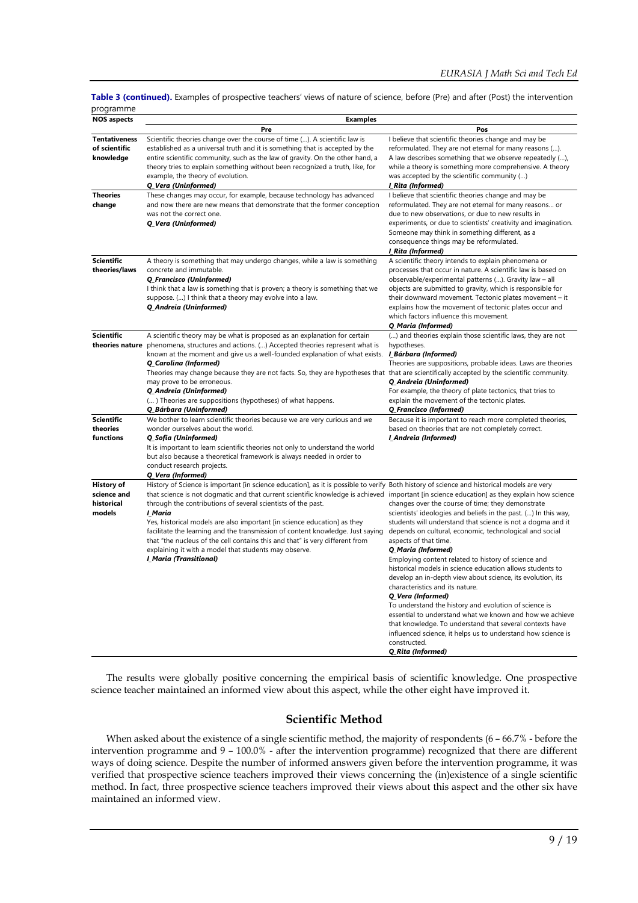**Table 3 (continued).** Examples of prospective teachers' views of nature of science, before (Pre) and after (Post) the intervention programme

| NOS aspects | Examples | |
|---|---|---|
| | Pre | Pos |
| **Tentativeness of scientific knowledge** | Scientific theories change over the course of time (...). A scientific law is established as a universal truth and it is something that is accepted by the entire scientific community, such as the law of gravity. On the other hand, a theory tries to explain something without been recognized a truth, like, for example, the theory of evolution. ***Q_Vera (Uninformed)*** | I believe that scientific theories change and may be reformulated. They are not eternal for many reasons (...). A law describes something that we observe repeatedly (...), while a theory is something more comprehensive. A theory was accepted by the scientific community (...) ***I_Rita (Informed)*** |
| **Theories change** | These changes may occur, for example, because technology has advanced and now there are new means that demonstrate that the former conception was not the correct one. ***Q_Vera (Uninformed)*** | I believe that scientific theories change and may be reformulated. They are not eternal for many reasons... or due to new observations, or due to new results in experiments, or due to scientists' creativity and imagination. Someone may think in something different, as a consequence things may be reformulated. ***I_Rita (Informed)*** |
| **Scientific theories/laws** | A theory is something that may undergo changes, while a law is something concrete and immutable. ***Q_Francisco (Uninformed)*** I think that a law is something that is proven; a theory is something that we suppose. (...) I think that a theory may evolve into a law. ***Q_Andreia (Uninformed)*** | A scientific theory intends to explain phenomena or processes that occur in nature. A scientific law is based on observable/experimental patterns (...). Gravity law – all objects are submitted to gravity, which is responsible for their downward movement. Tectonic plates movement – it explains how the movement of tectonic plates occur and which factors influence this movement. ***Q_Maria (Informed)*** |
| **Scientific theories nature** | A scientific theory may be what is proposed as an explanation for certain phenomena, structures and actions. (...) Accepted theories represent what is known at the moment and give us a well-founded explanation of what exists. ***Q_Carolina (Informed)*** Theories may change because they are not facts. So, they are hypotheses that may prove to be erroneous. ***Q_Andreia (Uninformed)*** (... ) Theories are suppositions (hypotheses) of what happens. ***Q_Bárbara (Uninformed)*** | (...) and theories explain those scientific laws, they are not hypotheses. ***I_Bárbara (Informed)*** Theories are suppositions, probable ideas. Laws are theories that are scientifically accepted by the scientific community. ***Q_Andreia (Uninformed)*** For example, the theory of plate tectonics, that tries to explain the movement of the tectonic plates. ***Q_Francisco (Informed)*** |
| **Scientific theories functions** | We bother to learn scientific theories because we are very curious and we wonder ourselves about the world. ***Q_Sofia (Uninformed)*** It is important to learn scientific theories not only to understand the world but also because a theoretical framework is always needed in order to conduct research projects. ***Q_Vera (Informed)*** | Because it is important to reach more completed theories, based on theories that are not completely correct. ***I_Andreia (Informed)*** |
| **History of science and historical models** | History of Science is important [in science education], as it is possible to verify that science is not dogmatic and that current scientific knowledge is achieved through the contributions of several scientists of the past. ***I_Maria*** Yes, historical models are also important [in science education] as they facilitate the learning and the transmission of content knowledge. Just saying that "the nucleus of the cell contains this and that" is very different from explaining it with a model that students may observe. ***I_Maria (Transitional)*** | Both history of science and historical models are very important [in science education] as they explain how science changes over the course of time; they demonstrate scientists' ideologies and beliefs in the past. (...) In this way, students will understand that science is not a dogma and it depends on cultural, economic, technological and social aspects of that time. ***Q_Maria (Informed)*** Employing content related to history of science and historical models in science education allows students to develop an in-depth view about science, its evolution, its characteristics and its nature. ***Q_Vera (Informed)*** To understand the history and evolution of science is essential to understand what we known and how we achieve that knowledge. To understand that several contexts have influenced science, it helps us to understand how science is constructed. ***Q_Rita (Informed)*** |

The results were globally positive concerning the empirical basis of scientific knowledge. One prospective science teacher maintained an informed view about this aspect, while the other eight have improved it.

## Scientific Method

When asked about the existence of a single scientific method, the majority of respondents (6 – 66.7% - before the intervention programme and 9 – 100.0% - after the intervention programme) recognized that there are different ways of doing science. Despite the number of informed answers given before the intervention programme, it was verified that prospective science teachers improved their views concerning the (in)existence of a single scientific method. In fact, three prospective science teachers improved their views about this aspect and the other six have maintained an informed view.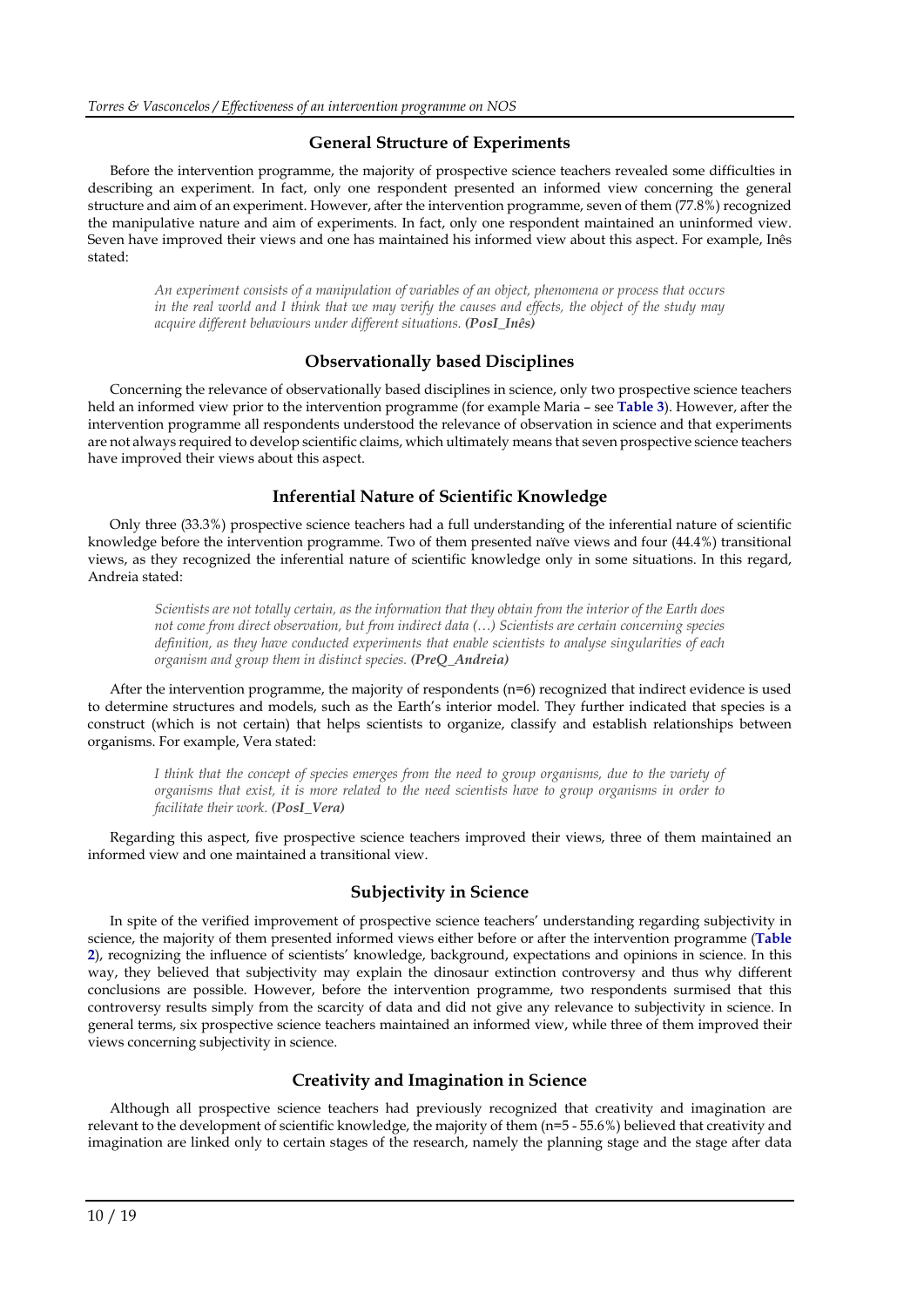## General Structure of Experiments

Before the intervention programme, the majority of prospective science teachers revealed some difficulties in describing an experiment. In fact, only one respondent presented an informed view concerning the general structure and aim of an experiment. However, after the intervention programme, seven of them (77.8%) recognized the manipulative nature and aim of experiments. In fact, only one respondent maintained an uninformed view. Seven have improved their views and one has maintained his informed view about this aspect. For example, Inês stated:

> *An experiment consists of a manipulation of variables of an object, phenomena or process that occurs in the real world and I think that we may verify the causes and effects, the object of the study may acquire different behaviours under different situations.* ***(PosI_Inês)***

## Observationally based Disciplines

Concerning the relevance of observationally based disciplines in science, only two prospective science teachers held an informed view prior to the intervention programme (for example Maria – see **Table 3**). However, after the intervention programme all respondents understood the relevance of observation in science and that experiments are not always required to develop scientific claims, which ultimately means that seven prospective science teachers have improved their views about this aspect.

## Inferential Nature of Scientific Knowledge

Only three (33.3%) prospective science teachers had a full understanding of the inferential nature of scientific knowledge before the intervention programme. Two of them presented naïve views and four (44.4%) transitional views, as they recognized the inferential nature of scientific knowledge only in some situations. In this regard, Andreia stated:

> *Scientists are not totally certain, as the information that they obtain from the interior of the Earth does not come from direct observation, but from indirect data (…) Scientists are certain concerning species definition, as they have conducted experiments that enable scientists to analyse singularities of each organism and group them in distinct species.* ***(PreQ_Andreia)***

After the intervention programme, the majority of respondents (n=6) recognized that indirect evidence is used to determine structures and models, such as the Earth's interior model. They further indicated that species is a construct (which is not certain) that helps scientists to organize, classify and establish relationships between organisms. For example, Vera stated:

> *I think that the concept of species emerges from the need to group organisms, due to the variety of organisms that exist, it is more related to the need scientists have to group organisms in order to facilitate their work.* ***(PosI_Vera)***

Regarding this aspect, five prospective science teachers improved their views, three of them maintained an informed view and one maintained a transitional view.

## Subjectivity in Science

In spite of the verified improvement of prospective science teachers' understanding regarding subjectivity in science, the majority of them presented informed views either before or after the intervention programme (**Table 2**), recognizing the influence of scientists' knowledge, background, expectations and opinions in science. In this way, they believed that subjectivity may explain the dinosaur extinction controversy and thus why different conclusions are possible. However, before the intervention programme, two respondents surmised that this controversy results simply from the scarcity of data and did not give any relevance to subjectivity in science. In general terms, six prospective science teachers maintained an informed view, while three of them improved their views concerning subjectivity in science.

## Creativity and Imagination in Science

Although all prospective science teachers had previously recognized that creativity and imagination are relevant to the development of scientific knowledge, the majority of them (n=5 - 55.6%) believed that creativity and imagination are linked only to certain stages of the research, namely the planning stage and the stage after data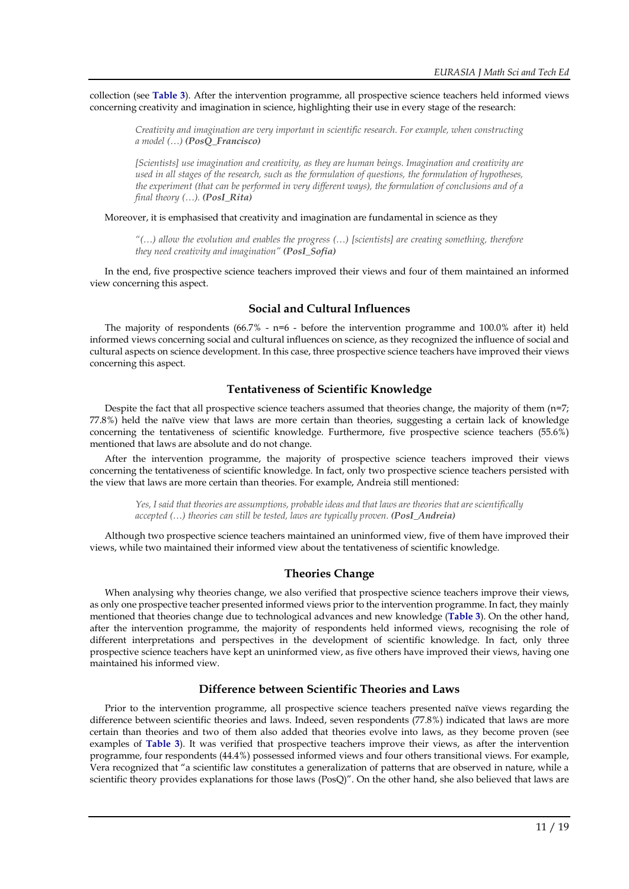collection (see **Table 3**). After the intervention programme, all prospective science teachers held informed views concerning creativity and imagination in science, highlighting their use in every stage of the research:

> *Creativity and imagination are very important in scientific research. For example, when constructing a model (…)* ***(PosQ_Francisco)***

> *[Scientists] use imagination and creativity, as they are human beings. Imagination and creativity are used in all stages of the research, such as the formulation of questions, the formulation of hypotheses, the experiment (that can be performed in very different ways), the formulation of conclusions and of a final theory (…).* ***(PosI_Rita)***

Moreover, it is emphasised that creativity and imagination are fundamental in science as they

> *"(…) allow the evolution and enables the progress (…) [scientists] are creating something, therefore they need creativity and imagination"* ***(PosI_Sofia)***

In the end, five prospective science teachers improved their views and four of them maintained an informed view concerning this aspect.

## Social and Cultural Influences

The majority of respondents (66.7% - n=6 - before the intervention programme and 100.0% after it) held informed views concerning social and cultural influences on science, as they recognized the influence of social and cultural aspects on science development. In this case, three prospective science teachers have improved their views concerning this aspect.

## Tentativeness of Scientific Knowledge

Despite the fact that all prospective science teachers assumed that theories change, the majority of them (n=7; 77.8%) held the naïve view that laws are more certain than theories, suggesting a certain lack of knowledge concerning the tentativeness of scientific knowledge. Furthermore, five prospective science teachers (55.6%) mentioned that laws are absolute and do not change.

After the intervention programme, the majority of prospective science teachers improved their views concerning the tentativeness of scientific knowledge. In fact, only two prospective science teachers persisted with the view that laws are more certain than theories. For example, Andreia still mentioned:

> *Yes, I said that theories are assumptions, probable ideas and that laws are theories that are scientifically accepted (…) theories can still be tested, laws are typically proven.* ***(PosI_Andreia)***

Although two prospective science teachers maintained an uninformed view, five of them have improved their views, while two maintained their informed view about the tentativeness of scientific knowledge.

## Theories Change

When analysing why theories change, we also verified that prospective science teachers improve their views, as only one prospective teacher presented informed views prior to the intervention programme. In fact, they mainly mentioned that theories change due to technological advances and new knowledge (**Table 3**). On the other hand, after the intervention programme, the majority of respondents held informed views, recognising the role of different interpretations and perspectives in the development of scientific knowledge. In fact, only three prospective science teachers have kept an uninformed view, as five others have improved their views, having one maintained his informed view.

## Difference between Scientific Theories and Laws

Prior to the intervention programme, all prospective science teachers presented naïve views regarding the difference between scientific theories and laws. Indeed, seven respondents (77.8%) indicated that laws are more certain than theories and two of them also added that theories evolve into laws, as they become proven (see examples of **Table 3**). It was verified that prospective teachers improve their views, as after the intervention programme, four respondents (44.4%) possessed informed views and four others transitional views. For example, Vera recognized that "a scientific law constitutes a generalization of patterns that are observed in nature, while a scientific theory provides explanations for those laws (PosQ)". On the other hand, she also believed that laws are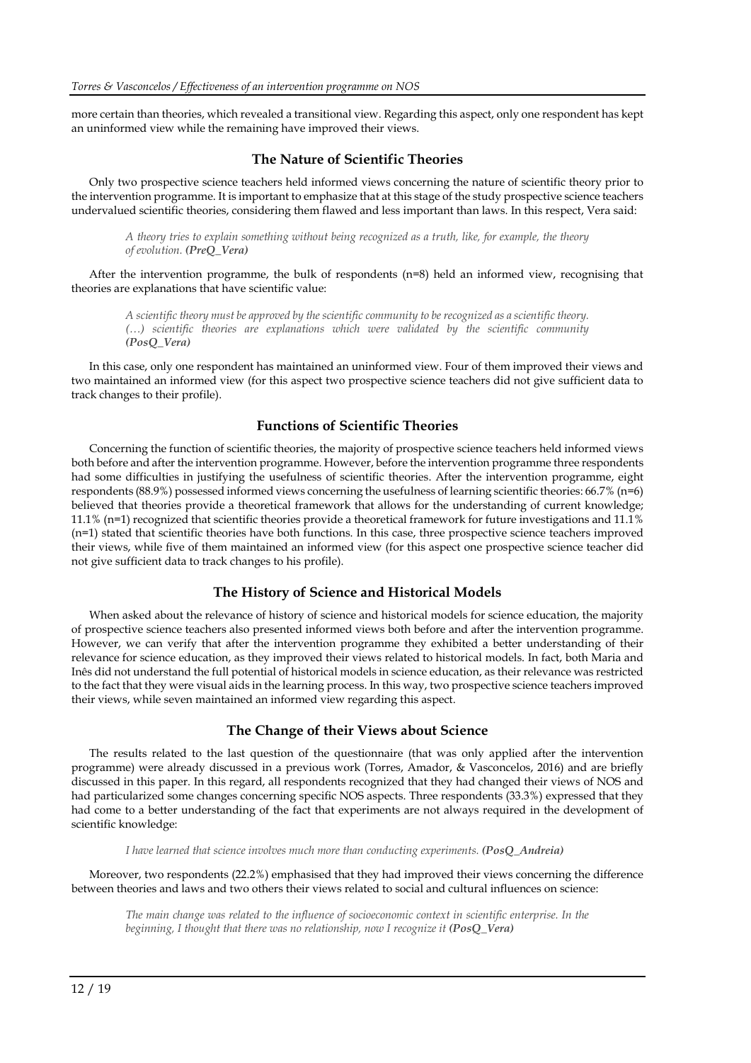more certain than theories, which revealed a transitional view. Regarding this aspect, only one respondent has kept an uninformed view while the remaining have improved their views.

## The Nature of Scientific Theories

Only two prospective science teachers held informed views concerning the nature of scientific theory prior to the intervention programme. It is important to emphasize that at this stage of the study prospective science teachers undervalued scientific theories, considering them flawed and less important than laws. In this respect, Vera said:

> *A theory tries to explain something without being recognized as a truth, like, for example, the theory of evolution.* ***(PreQ_Vera)***

After the intervention programme, the bulk of respondents (n=8) held an informed view, recognising that theories are explanations that have scientific value:

> *A scientific theory must be approved by the scientific community to be recognized as a scientific theory. (…) scientific theories are explanations which were validated by the scientific community* ***(PosQ_Vera)***

In this case, only one respondent has maintained an uninformed view. Four of them improved their views and two maintained an informed view (for this aspect two prospective science teachers did not give sufficient data to track changes to their profile).

## Functions of Scientific Theories

Concerning the function of scientific theories, the majority of prospective science teachers held informed views both before and after the intervention programme. However, before the intervention programme three respondents had some difficulties in justifying the usefulness of scientific theories. After the intervention programme, eight respondents (88.9%) possessed informed views concerning the usefulness of learning scientific theories: 66.7% (n=6) believed that theories provide a theoretical framework that allows for the understanding of current knowledge; 11.1% (n=1) recognized that scientific theories provide a theoretical framework for future investigations and 11.1% (n=1) stated that scientific theories have both functions. In this case, three prospective science teachers improved their views, while five of them maintained an informed view (for this aspect one prospective science teacher did not give sufficient data to track changes to his profile).

## The History of Science and Historical Models

When asked about the relevance of history of science and historical models for science education, the majority of prospective science teachers also presented informed views both before and after the intervention programme. However, we can verify that after the intervention programme they exhibited a better understanding of their relevance for science education, as they improved their views related to historical models. In fact, both Maria and Inês did not understand the full potential of historical models in science education, as their relevance was restricted to the fact that they were visual aids in the learning process. In this way, two prospective science teachers improved their views, while seven maintained an informed view regarding this aspect.

## The Change of their Views about Science

The results related to the last question of the questionnaire (that was only applied after the intervention programme) were already discussed in a previous work (Torres, Amador, & Vasconcelos, 2016) and are briefly discussed in this paper. In this regard, all respondents recognized that they had changed their views of NOS and had particularized some changes concerning specific NOS aspects. Three respondents (33.3%) expressed that they had come to a better understanding of the fact that experiments are not always required in the development of scientific knowledge:

> *I have learned that science involves much more than conducting experiments.* ***(PosQ_Andreia)***

Moreover, two respondents (22.2%) emphasised that they had improved their views concerning the difference between theories and laws and two others their views related to social and cultural influences on science:

> *The main change was related to the influence of socioeconomic context in scientific enterprise. In the beginning, I thought that there was no relationship, now I recognize it* ***(PosQ_Vera)***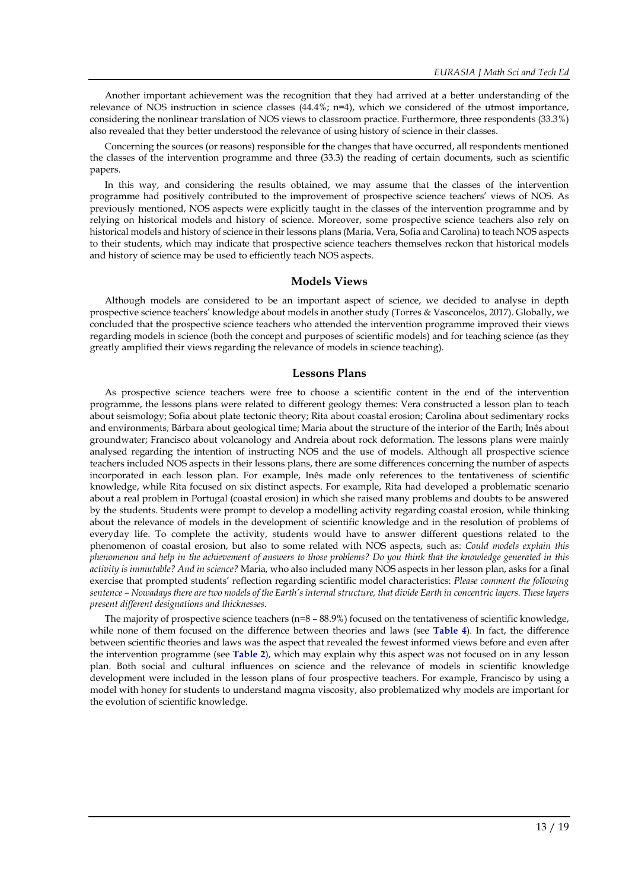Another important achievement was the recognition that they had arrived at a better understanding of the relevance of NOS instruction in science classes (44.4%; n=4), which we considered of the utmost importance, considering the nonlinear translation of NOS views to classroom practice. Furthermore, three respondents (33.3%) also revealed that they better understood the relevance of using history of science in their classes.

Concerning the sources (or reasons) responsible for the changes that have occurred, all respondents mentioned the classes of the intervention programme and three (33.3) the reading of certain documents, such as scientific papers.

In this way, and considering the results obtained, we may assume that the classes of the intervention programme had positively contributed to the improvement of prospective science teachers' views of NOS. As previously mentioned, NOS aspects were explicitly taught in the classes of the intervention programme and by relying on historical models and history of science. Moreover, some prospective science teachers also rely on historical models and history of science in their lessons plans (Maria, Vera, Sofia and Carolina) to teach NOS aspects to their students, which may indicate that prospective science teachers themselves reckon that historical models and history of science may be used to efficiently teach NOS aspects.

## Models Views

Although models are considered to be an important aspect of science, we decided to analyse in depth prospective science teachers' knowledge about models in another study (Torres & Vasconcelos, 2017). Globally, we concluded that the prospective science teachers who attended the intervention programme improved their views regarding models in science (both the concept and purposes of scientific models) and for teaching science (as they greatly amplified their views regarding the relevance of models in science teaching).

## Lessons Plans

As prospective science teachers were free to choose a scientific content in the end of the intervention programme, the lessons plans were related to different geology themes: Vera constructed a lesson plan to teach about seismology; Sofia about plate tectonic theory; Rita about coastal erosion; Carolina about sedimentary rocks and environments; Bárbara about geological time; Maria about the structure of the interior of the Earth; Inês about groundwater; Francisco about volcanology and Andreia about rock deformation. The lessons plans were mainly analysed regarding the intention of instructing NOS and the use of models. Although all prospective science teachers included NOS aspects in their lessons plans, there are some differences concerning the number of aspects incorporated in each lesson plan. For example, Inês made only references to the tentativeness of scientific knowledge, while Rita focused on six distinct aspects. For example, Rita had developed a problematic scenario about a real problem in Portugal (coastal erosion) in which she raised many problems and doubts to be answered by the students. Students were prompt to develop a modelling activity regarding coastal erosion, while thinking about the relevance of models in the development of scientific knowledge and in the resolution of problems of everyday life. To complete the activity, students would have to answer different questions related to the phenomenon of coastal erosion, but also to some related with NOS aspects, such as: *Could models explain this phenomenon and help in the achievement of answers to those problems? Do you think that the knowledge generated in this activity is immutable? And in science?* Maria, who also included many NOS aspects in her lesson plan, asks for a final exercise that prompted students' reflection regarding scientific model characteristics: *Please comment the following sentence – Nowadays there are two models of the Earth's internal structure, that divide Earth in concentric layers. These layers present different designations and thicknesses.*

The majority of prospective science teachers (n=8 – 88.9%) focused on the tentativeness of scientific knowledge, while none of them focused on the difference between theories and laws (see **Table 4**). In fact, the difference between scientific theories and laws was the aspect that revealed the fewest informed views before and even after the intervention programme (see **Table 2**), which may explain why this aspect was not focused on in any lesson plan. Both social and cultural influences on science and the relevance of models in scientific knowledge development were included in the lesson plans of four prospective teachers. For example, Francisco by using a model with honey for students to understand magma viscosity, also problematized why models are important for the evolution of scientific knowledge.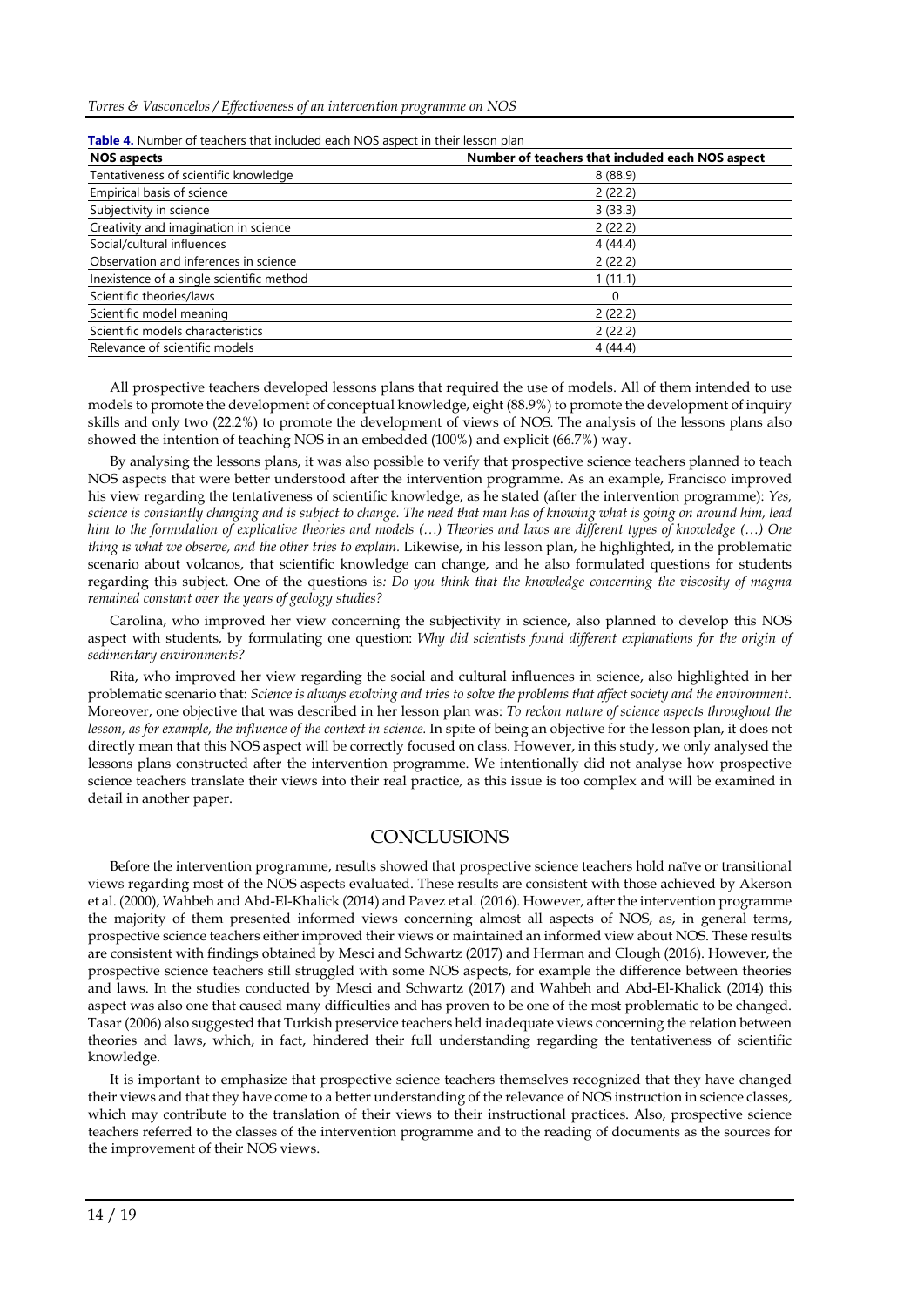**Table 4.** Number of teachers that included each NOS aspect in their lesson plan

| NOS aspects | Number of teachers that included each NOS aspect |
|---|---|
| Tentativeness of scientific knowledge | 8 (88.9) |
| Empirical basis of science | 2 (22.2) |
| Subjectivity in science | 3 (33.3) |
| Creativity and imagination in science | 2 (22.2) |
| Social/cultural influences | 4 (44.4) |
| Observation and inferences in science | 2 (22.2) |
| Inexistence of a single scientific method | 1 (11.1) |
| Scientific theories/laws | 0 |
| Scientific model meaning | 2 (22.2) |
| Scientific models characteristics | 2 (22.2) |
| Relevance of scientific models | 4 (44.4) |

All prospective teachers developed lessons plans that required the use of models. All of them intended to use models to promote the development of conceptual knowledge, eight (88.9%) to promote the development of inquiry skills and only two (22.2%) to promote the development of views of NOS. The analysis of the lessons plans also showed the intention of teaching NOS in an embedded (100%) and explicit (66.7%) way.

By analysing the lessons plans, it was also possible to verify that prospective science teachers planned to teach NOS aspects that were better understood after the intervention programme. As an example, Francisco improved his view regarding the tentativeness of scientific knowledge, as he stated (after the intervention programme): *Yes, science is constantly changing and is subject to change. The need that man has of knowing what is going on around him, lead him to the formulation of explicative theories and models (…) Theories and laws are different types of knowledge (…) One thing is what we observe, and the other tries to explain.* Likewise, in his lesson plan, he highlighted, in the problematic scenario about volcanos, that scientific knowledge can change, and he also formulated questions for students regarding this subject. One of the questions is: *Do you think that the knowledge concerning the viscosity of magma remained constant over the years of geology studies?*

Carolina, who improved her view concerning the subjectivity in science, also planned to develop this NOS aspect with students, by formulating one question: *Why did scientists found different explanations for the origin of sedimentary environments?*

Rita, who improved her view regarding the social and cultural influences in science, also highlighted in her problematic scenario that: *Science is always evolving and tries to solve the problems that affect society and the environment*. Moreover, one objective that was described in her lesson plan was: *To reckon nature of science aspects throughout the lesson, as for example, the influence of the context in science*. In spite of being an objective for the lesson plan, it does not directly mean that this NOS aspect will be correctly focused on class. However, in this study, we only analysed the lessons plans constructed after the intervention programme. We intentionally did not analyse how prospective science teachers translate their views into their real practice, as this issue is too complex and will be examined in detail in another paper.

# CONCLUSIONS

Before the intervention programme, results showed that prospective science teachers hold naïve or transitional views regarding most of the NOS aspects evaluated. These results are consistent with those achieved by Akerson et al. (2000), Wahbeh and Abd-El-Khalick (2014) and Pavez et al. (2016). However, after the intervention programme the majority of them presented informed views concerning almost all aspects of NOS, as, in general terms, prospective science teachers either improved their views or maintained an informed view about NOS. These results are consistent with findings obtained by Mesci and Schwartz (2017) and Herman and Clough (2016). However, the prospective science teachers still struggled with some NOS aspects, for example the difference between theories and laws. In the studies conducted by Mesci and Schwartz (2017) and Wahbeh and Abd-El-Khalick (2014) this aspect was also one that caused many difficulties and has proven to be one of the most problematic to be changed. Tasar (2006) also suggested that Turkish preservice teachers held inadequate views concerning the relation between theories and laws, which, in fact, hindered their full understanding regarding the tentativeness of scientific knowledge.

It is important to emphasize that prospective science teachers themselves recognized that they have changed their views and that they have come to a better understanding of the relevance of NOS instruction in science classes, which may contribute to the translation of their views to their instructional practices. Also, prospective science teachers referred to the classes of the intervention programme and to the reading of documents as the sources for the improvement of their NOS views.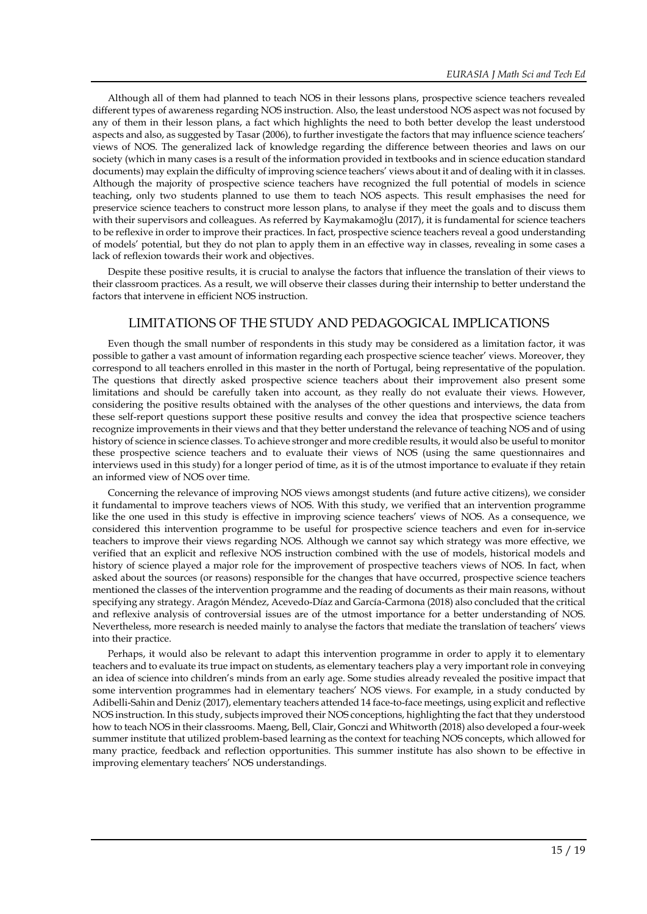Although all of them had planned to teach NOS in their lessons plans, prospective science teachers revealed different types of awareness regarding NOS instruction. Also, the least understood NOS aspect was not focused by any of them in their lesson plans, a fact which highlights the need to both better develop the least understood aspects and also, as suggested by Tasar (2006), to further investigate the factors that may influence science teachers' views of NOS. The generalized lack of knowledge regarding the difference between theories and laws on our society (which in many cases is a result of the information provided in textbooks and in science education standard documents) may explain the difficulty of improving science teachers' views about it and of dealing with it in classes. Although the majority of prospective science teachers have recognized the full potential of models in science teaching, only two students planned to use them to teach NOS aspects. This result emphasises the need for preservice science teachers to construct more lesson plans, to analyse if they meet the goals and to discuss them with their supervisors and colleagues. As referred by Kaymakamoğlu (2017), it is fundamental for science teachers to be reflexive in order to improve their practices. In fact, prospective science teachers reveal a good understanding of models' potential, but they do not plan to apply them in an effective way in classes, revealing in some cases a lack of reflexion towards their work and objectives.

Despite these positive results, it is crucial to analyse the factors that influence the translation of their views to their classroom practices. As a result, we will observe their classes during their internship to better understand the factors that intervene in efficient NOS instruction.

## LIMITATIONS OF THE STUDY AND PEDAGOGICAL IMPLICATIONS

Even though the small number of respondents in this study may be considered as a limitation factor, it was possible to gather a vast amount of information regarding each prospective science teacher' views. Moreover, they correspond to all teachers enrolled in this master in the north of Portugal, being representative of the population. The questions that directly asked prospective science teachers about their improvement also present some limitations and should be carefully taken into account, as they really do not evaluate their views. However, considering the positive results obtained with the analyses of the other questions and interviews, the data from these self-report questions support these positive results and convey the idea that prospective science teachers recognize improvements in their views and that they better understand the relevance of teaching NOS and of using history of science in science classes. To achieve stronger and more credible results, it would also be useful to monitor these prospective science teachers and to evaluate their views of NOS (using the same questionnaires and interviews used in this study) for a longer period of time, as it is of the utmost importance to evaluate if they retain an informed view of NOS over time.

Concerning the relevance of improving NOS views amongst students (and future active citizens), we consider it fundamental to improve teachers views of NOS. With this study, we verified that an intervention programme like the one used in this study is effective in improving science teachers' views of NOS. As a consequence, we considered this intervention programme to be useful for prospective science teachers and even for in-service teachers to improve their views regarding NOS. Although we cannot say which strategy was more effective, we verified that an explicit and reflexive NOS instruction combined with the use of models, historical models and history of science played a major role for the improvement of prospective teachers views of NOS. In fact, when asked about the sources (or reasons) responsible for the changes that have occurred, prospective science teachers mentioned the classes of the intervention programme and the reading of documents as their main reasons, without specifying any strategy. Aragón Méndez, Acevedo-Díaz and García-Carmona (2018) also concluded that the critical and reflexive analysis of controversial issues are of the utmost importance for a better understanding of NOS. Nevertheless, more research is needed mainly to analyse the factors that mediate the translation of teachers' views into their practice.

Perhaps, it would also be relevant to adapt this intervention programme in order to apply it to elementary teachers and to evaluate its true impact on students, as elementary teachers play a very important role in conveying an idea of science into children's minds from an early age. Some studies already revealed the positive impact that some intervention programmes had in elementary teachers' NOS views. For example, in a study conducted by Adibelli-Sahin and Deniz (2017), elementary teachers attended 14 face-to-face meetings, using explicit and reflective NOS instruction. In this study, subjects improved their NOS conceptions, highlighting the fact that they understood how to teach NOS in their classrooms. Maeng, Bell, Clair, Gonczi and Whitworth (2018) also developed a four-week summer institute that utilized problem-based learning as the context for teaching NOS concepts, which allowed for many practice, feedback and reflection opportunities. This summer institute has also shown to be effective in improving elementary teachers' NOS understandings.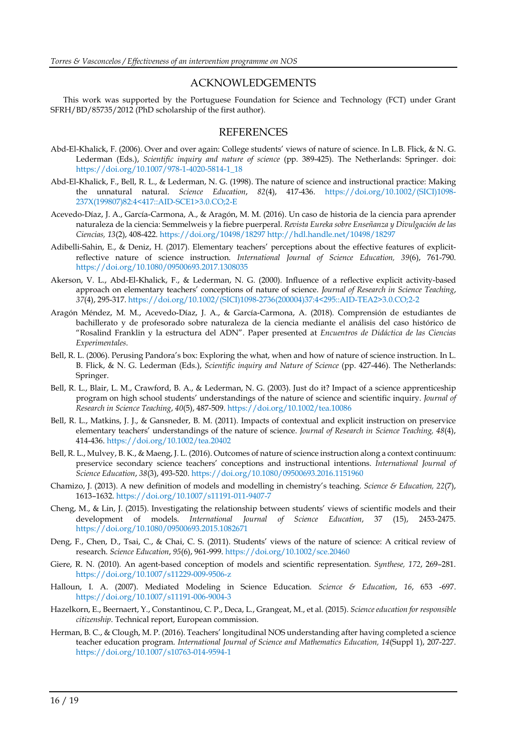## ACKNOWLEDGEMENTS

This work was supported by the Portuguese Foundation for Science and Technology (FCT) under Grant SFRH/BD/85735/2012 (PhD scholarship of the first author).

## REFERENCES

Abd-El-Khalick, F. (2006). Over and over again: College students' views of nature of science. In L.B. Flick, & N. G. Lederman (Eds.), *Scientific inquiry and nature of science* (pp. 389-425). The Netherlands: Springer. doi: https://doi.org/10.1007/978-1-4020-5814-1_18

Abd-El-Khalick, F., Bell, R. L., & Lederman, N. G. (1998). The nature of science and instructional practice: Making the unnatural natural. *Science Education*, *82*(4), 417-436. https://doi.org/10.1002/(SICI)1098-237X(199807)82:4<417::AID-SCE1>3.0.CO;2-E

Acevedo-Díaz, J. A., García-Carmona, A., & Aragón, M. M. (2016). Un caso de historia de la ciencia para aprender naturaleza de la ciencia: Semmelweis y la fiebre puerperal. *Revista Eureka sobre Enseñanza y Divulgación de las Ciencias, 13*(2), 408-422. https://doi.org/10498/18297 http://hdl.handle.net/10498/18297

Adibelli-Sahin, E., & Deniz, H. (2017). Elementary teachers' perceptions about the effective features of explicit-reflective nature of science instruction. *International Journal of Science Education, 39*(6), 761-790. https://doi.org/10.1080/09500693.2017.1308035

Akerson, V. L., Abd-El-Khalick, F., & Lederman, N. G. (2000). Influence of a reflective explicit activity-based approach on elementary teachers' conceptions of nature of science. *Journal of Research in Science Teaching*, *37*(4), 295-317. https://doi.org/10.1002/(SICI)1098-2736(200004)37:4<295::AID-TEA2>3.0.CO;2-2

Aragón Méndez, M. M., Acevedo-Díaz, J. A., & García-Carmona, A. (2018). Comprensión de estudiantes de bachillerato y de profesorado sobre naturaleza de la ciencia mediante el análisis del caso histórico de "Rosalind Franklin y la estructura del ADN". Paper presented at *Encuentros de Didáctica de las Ciencias Experimentales*.

Bell, R. L. (2006). Perusing Pandora's box: Exploring the what, when and how of nature of science instruction. In L. B. Flick, & N. G. Lederman (Eds.), *Scientific inquiry and Nature of Science* (pp. 427-446). The Netherlands: Springer.

Bell, R. L., Blair, L. M., Crawford, B. A., & Lederman, N. G. (2003). Just do it? Impact of a science apprenticeship program on high school students' understandings of the nature of science and scientific inquiry. *Journal of Research in Science Teaching*, *40*(5), 487-509. https://doi.org/10.1002/tea.10086

Bell, R. L., Matkins, J. J., & Gansneder, B. M. (2011). Impacts of contextual and explicit instruction on preservice elementary teachers' understandings of the nature of science. *Journal of Research in Science Teaching, 48*(4), 414-436. https://doi.org/10.1002/tea.20402

Bell, R. L., Mulvey, B. K., & Maeng, J. L. (2016). Outcomes of nature of science instruction along a context continuum: preservice secondary science teachers' conceptions and instructional intentions. *International Journal of Science Education*, *38*(3), 493-520. https://doi.org/10.1080/09500693.2016.1151960

Chamizo, J. (2013). A new definition of models and modelling in chemistry's teaching. *Science & Education, 22*(7), 1613–1632. https://doi.org/10.1007/s11191-011-9407-7

Cheng, M., & Lin, J. (2015). Investigating the relationship between students' views of scientific models and their development of models. *International Journal of Science Education*, 37 (15), 2453-2475. https://doi.org/10.1080/09500693.2015.1082671

Deng, F., Chen, D., Tsai, C., & Chai, C. S. (2011). Students' views of the nature of science: A critical review of research. *Science Education*, *95*(6), 961-999. https://doi.org/10.1002/sce.20460

Giere, R. N. (2010). An agent-based conception of models and scientific representation. *Synthese, 172*, 269–281. https://doi.org/10.1007/s11229-009-9506-z

Halloun, I. A. (2007). Mediated Modeling in Science Education. *Science & Education*, *16*, 653 -697. https://doi.org/10.1007/s11191-006-9004-3

Hazelkorn, E., Beernaert, Y., Constantinou, C. P., Deca, L., Grangeat, M., et al. (2015). *Science education for responsible citizenship*. Technical report, European commission.

Herman, B. C., & Clough, M. P. (2016). Teachers' longitudinal NOS understanding after having completed a science teacher education program. *International Journal of Science and Mathematics Education, 14*(Suppl 1), 207-227. https://doi.org/10.1007/s10763-014-9594-1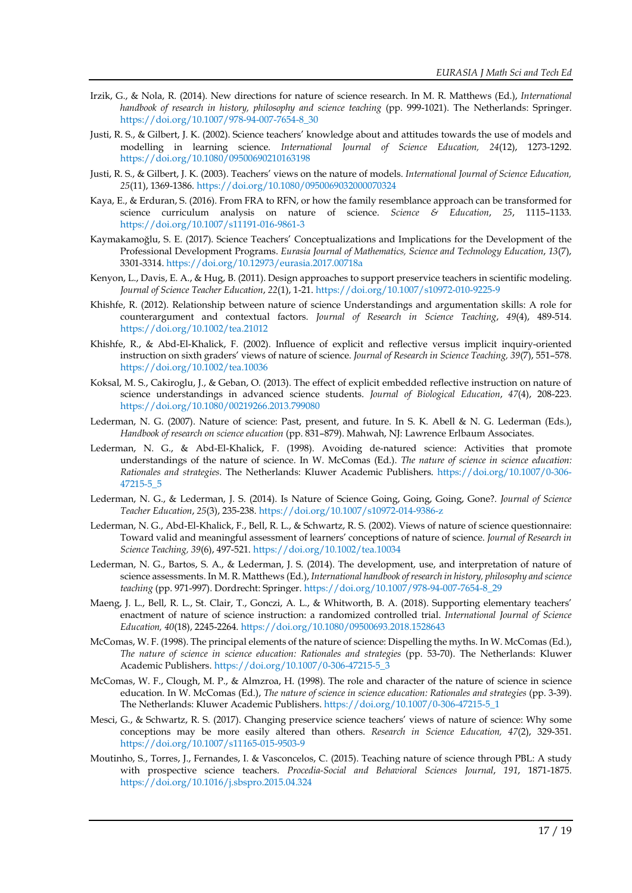Irzik, G., & Nola, R. (2014). New directions for nature of science research. In M. R. Matthews (Ed.), *International handbook of research in history, philosophy and science teaching* (pp. 999-1021). The Netherlands: Springer. https://doi.org/10.1007/978-94-007-7654-8_30

Justi, R. S., & Gilbert, J. K. (2002). Science teachers' knowledge about and attitudes towards the use of models and modelling in learning science. *International Journal of Science Education, 24*(12), 1273-1292. https://doi.org/10.1080/09500690210163198

Justi, R. S., & Gilbert, J. K. (2003). Teachers' views on the nature of models. *International Journal of Science Education, 25*(11), 1369-1386. https://doi.org/10.1080/0950069032000070324

Kaya, E., & Erduran, S. (2016). From FRA to RFN, or how the family resemblance approach can be transformed for science curriculum analysis on nature of science. *Science & Education*, *25*, 1115–1133. https://doi.org/10.1007/s11191-016-9861-3

Kaymakamoğlu, S. E. (2017). Science Teachers' Conceptualizations and Implications for the Development of the Professional Development Programs. *Eurasia Journal of Mathematics, Science and Technology Education*, *13*(7), 3301-3314. https://doi.org/10.12973/eurasia.2017.00718a

Kenyon, L., Davis, E. A., & Hug, B. (2011). Design approaches to support preservice teachers in scientific modeling. *Journal of Science Teacher Education*, *22*(1), 1-21. https://doi.org/10.1007/s10972-010-9225-9

Khishfe, R. (2012). Relationship between nature of science Understandings and argumentation skills: A role for counterargument and contextual factors. *Journal of Research in Science Teaching*, *49*(4), 489-514. https://doi.org/10.1002/tea.21012

Khishfe, R., & Abd-El-Khalick, F. (2002). Influence of explicit and reflective versus implicit inquiry-oriented instruction on sixth graders' views of nature of science. *Journal of Research in Science Teaching, 39*(7), 551–578. https://doi.org/10.1002/tea.10036

Koksal, M. S., Cakiroglu, J., & Geban, O. (2013). The effect of explicit embedded reflective instruction on nature of science understandings in advanced science students. *Journal of Biological Education*, *47*(4), 208-223. https://doi.org/10.1080/00219266.2013.799080

Lederman, N. G. (2007). Nature of science: Past, present, and future. In S. K. Abell & N. G. Lederman (Eds.), *Handbook of research on science education* (pp. 831–879). Mahwah, NJ: Lawrence Erlbaum Associates.

Lederman, N. G., & Abd-El-Khalick, F. (1998). Avoiding de-natured science: Activities that promote understandings of the nature of science. In W. McComas (Ed.). *The nature of science in science education: Rationales and strategies*. The Netherlands: Kluwer Academic Publishers. https://doi.org/10.1007/0-306-47215-5_5

Lederman, N. G., & Lederman, J. S. (2014). Is Nature of Science Going, Going, Going, Gone?. *Journal of Science Teacher Education*, *25*(3), 235-238. https://doi.org/10.1007/s10972-014-9386-z

Lederman, N. G., Abd-El-Khalick, F., Bell, R. L., & Schwartz, R. S. (2002). Views of nature of science questionnaire: Toward valid and meaningful assessment of learners' conceptions of nature of science. *Journal of Research in Science Teaching, 39*(6), 497-521. https://doi.org/10.1002/tea.10034

Lederman, N. G., Bartos, S. A., & Lederman, J. S. (2014). The development, use, and interpretation of nature of science assessments. In M. R. Matthews (Ed.), *International handbook of research in history, philosophy and science teaching* (pp. 971-997). Dordrecht: Springer. https://doi.org/10.1007/978-94-007-7654-8_29

Maeng, J. L., Bell, R. L., St. Clair, T., Gonczi, A. L., & Whitworth, B. A. (2018). Supporting elementary teachers' enactment of nature of science instruction: a randomized controlled trial. *International Journal of Science Education, 40*(18), 2245-2264. https://doi.org/10.1080/09500693.2018.1528643

McComas, W. F. (1998). The principal elements of the nature of science: Dispelling the myths. In W. McComas (Ed.), *The nature of science in science education: Rationales and strategies* (pp. 53-70). The Netherlands: Kluwer Academic Publishers. https://doi.org/10.1007/0-306-47215-5_3

McComas, W. F., Clough, M. P., & Almzroa, H. (1998). The role and character of the nature of science in science education. In W. McComas (Ed.), *The nature of science in science education: Rationales and strategies* (pp. 3-39). The Netherlands: Kluwer Academic Publishers. https://doi.org/10.1007/0-306-47215-5_1

Mesci, G., & Schwartz, R. S. (2017). Changing preservice science teachers' views of nature of science: Why some conceptions may be more easily altered than others. *Research in Science Education, 47*(2), 329-351. https://doi.org/10.1007/s11165-015-9503-9

Moutinho, S., Torres, J., Fernandes, I. & Vasconcelos, C. (2015). Teaching nature of science through PBL: A study with prospective science teachers. *Procedia-Social and Behavioral Sciences Journal*, *191*, 1871-1875. https://doi.org/10.1016/j.sbspro.2015.04.324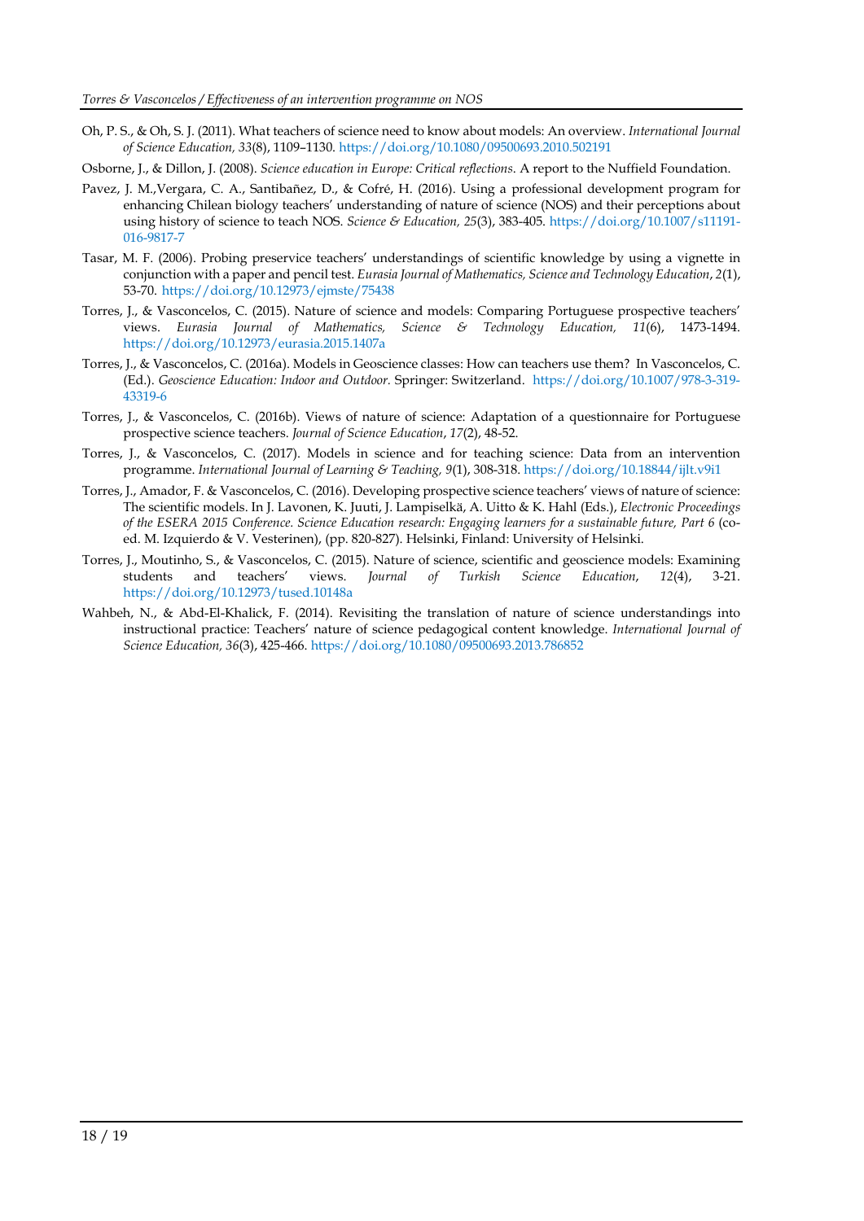Oh, P. S., & Oh, S. J. (2011). What teachers of science need to know about models: An overview. *International Journal of Science Education, 33*(8), 1109–1130. https://doi.org/10.1080/09500693.2010.502191

Osborne, J., & Dillon, J. (2008). *Science education in Europe: Critical reflections*. A report to the Nuffield Foundation.

Pavez, J. M.,Vergara, C. A., Santibañez, D., & Cofré, H. (2016). Using a professional development program for enhancing Chilean biology teachers' understanding of nature of science (NOS) and their perceptions about using history of science to teach NOS. *Science & Education, 25*(3), 383-405. https://doi.org/10.1007/s11191-016-9817-7

Tasar, M. F. (2006). Probing preservice teachers' understandings of scientific knowledge by using a vignette in conjunction with a paper and pencil test. *Eurasia Journal of Mathematics, Science and Technology Education*, *2*(1), 53-70. https://doi.org/10.12973/ejmste/75438

Torres, J., & Vasconcelos, C. (2015). Nature of science and models: Comparing Portuguese prospective teachers' views. *Eurasia Journal of Mathematics, Science & Technology Education, 11*(6), 1473-1494. https://doi.org/10.12973/eurasia.2015.1407a

Torres, J., & Vasconcelos, C. (2016a). Models in Geoscience classes: How can teachers use them? In Vasconcelos, C. (Ed.). *Geoscience Education: Indoor and Outdoor.* Springer: Switzerland. https://doi.org/10.1007/978-3-319-43319-6

Torres, J., & Vasconcelos, C. (2016b). Views of nature of science: Adaptation of a questionnaire for Portuguese prospective science teachers. *Journal of Science Education*, *17*(2), 48-52.

Torres, J., & Vasconcelos, C. (2017). Models in science and for teaching science: Data from an intervention programme. *International Journal of Learning & Teaching, 9*(1), 308-318. https://doi.org/10.18844/ijlt.v9i1

Torres, J., Amador, F. & Vasconcelos, C. (2016). Developing prospective science teachers' views of nature of science: The scientific models. In J. Lavonen, K. Juuti, J. Lampiselkä, A. Uitto & K. Hahl (Eds.), *Electronic Proceedings of the ESERA 2015 Conference. Science Education research: Engaging learners for a sustainable future, Part 6* (co-ed. M. Izquierdo & V. Vesterinen), (pp. 820-827). Helsinki, Finland: University of Helsinki.

Torres, J., Moutinho, S., & Vasconcelos, C. (2015). Nature of science, scientific and geoscience models: Examining students and teachers' views. *Journal of Turkish Science Education*, *12*(4), 3-21. https://doi.org/10.12973/tused.10148a

Wahbeh, N., & Abd-El-Khalick, F. (2014). Revisiting the translation of nature of science understandings into instructional practice: Teachers' nature of science pedagogical content knowledge. *International Journal of Science Education, 36*(3), 425-466. https://doi.org/10.1080/09500693.2013.786852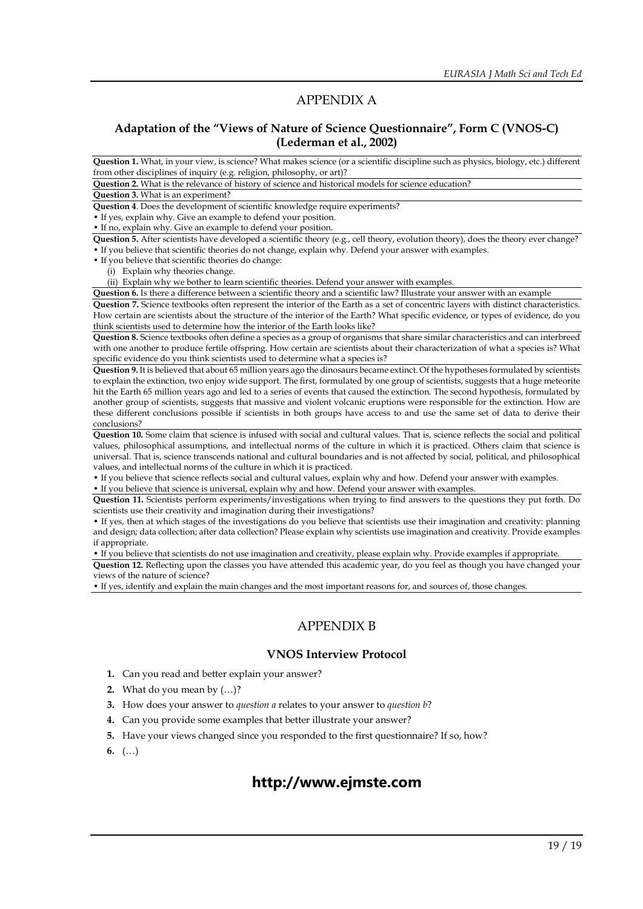# APPENDIX A

## Adaptation of the "Views of Nature of Science Questionnaire", Form C (VNOS-C) (Lederman et al., 2002)

**Question 1.** What, in your view, is science? What makes science (or a scientific discipline such as physics, biology, etc.) different from other disciplines of inquiry (e.g. religion, philosophy, or art)?

**Question 2.** What is the relevance of history of science and historical models for science education?

**Question 3.** What is an experiment?

**Question 4**. Does the development of scientific knowledge require experiments?

- If yes, explain why. Give an example to defend your position.
- If no, explain why. Give an example to defend your position.

**Question 5.** After scientists have developed a scientific theory (e.g., cell theory, evolution theory), does the theory ever change?

- If you believe that scientific theories do not change, explain why. Defend your answer with examples.
- If you believe that scientific theories do change:
  - (i) Explain why theories change.
  - (ii) Explain why we bother to learn scientific theories. Defend your answer with examples.

**Question 6.** Is there a difference between a scientific theory and a scientific law? Illustrate your answer with an example

**Question 7.** Science textbooks often represent the interior of the Earth as a set of concentric layers with distinct characteristics. How certain are scientists about the structure of the interior of the Earth? What specific evidence, or types of evidence, do you think scientists used to determine how the interior of the Earth looks like?

**Question 8.** Science textbooks often define a species as a group of organisms that share similar characteristics and can interbreed with one another to produce fertile offspring. How certain are scientists about their characterization of what a species is? What specific evidence do you think scientists used to determine what a species is?

**Question 9.** It is believed that about 65 million years ago the dinosaurs became extinct. Of the hypotheses formulated by scientists to explain the extinction, two enjoy wide support. The first, formulated by one group of scientists, suggests that a huge meteorite hit the Earth 65 million years ago and led to a series of events that caused the extinction. The second hypothesis, formulated by another group of scientists, suggests that massive and violent volcanic eruptions were responsible for the extinction. How are these different conclusions possible if scientists in both groups have access to and use the same set of data to derive their conclusions?

**Question 10.** Some claim that science is infused with social and cultural values. That is, science reflects the social and political values, philosophical assumptions, and intellectual norms of the culture in which it is practiced. Others claim that science is universal. That is, science transcends national and cultural boundaries and is not affected by social, political, and philosophical values, and intellectual norms of the culture in which it is practiced.

- If you believe that science reflects social and cultural values, explain why and how. Defend your answer with examples.
- If you believe that science is universal, explain why and how. Defend your answer with examples.

**Question 11.** Scientists perform experiments/investigations when trying to find answers to the questions they put forth. Do scientists use their creativity and imagination during their investigations?

- If yes, then at which stages of the investigations do you believe that scientists use their imagination and creativity: planning and design; data collection; after data collection? Please explain why scientists use imagination and creativity. Provide examples if appropriate.
- If you believe that scientists do not use imagination and creativity, please explain why. Provide examples if appropriate.

**Question 12.** Reflecting upon the classes you have attended this academic year, do you feel as though you have changed your views of the nature of science?

- If yes, identify and explain the main changes and the most important reasons for, and sources of, those changes.

# APPENDIX B

## VNOS Interview Protocol

1. Can you read and better explain your answer?
2. What do you mean by (…)?
3. How does your answer to *question a* relates to your answer to *question b*?
4. Can you provide some examples that better illustrate your answer?
5. Have your views changed since you responded to the first questionnaire? If so, how?
6. (…)